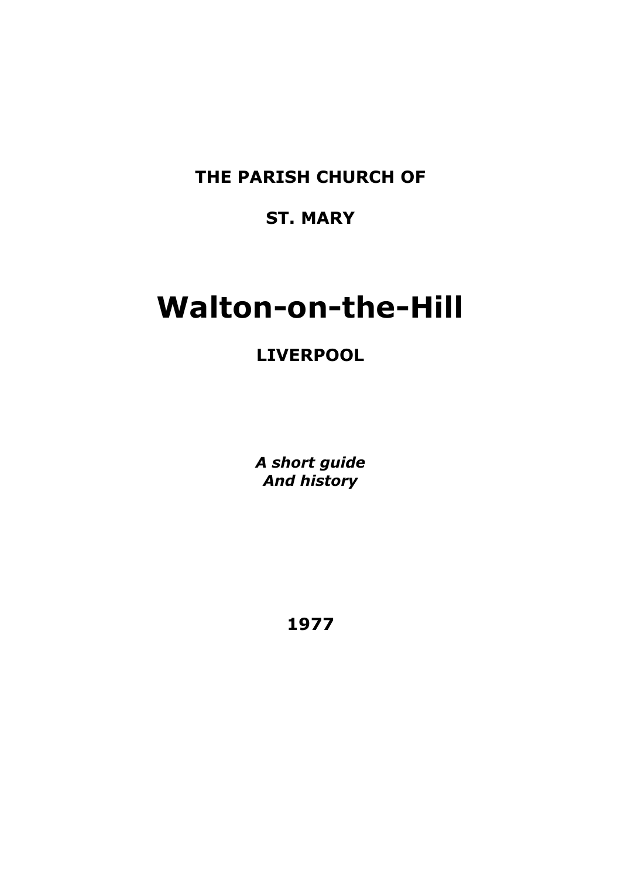**THE PARISH CHURCH OF**

**ST. MARY**

# Walton-on-the-Hill

**LIVERPOOL**

***A short guide***
***And history***

**1977**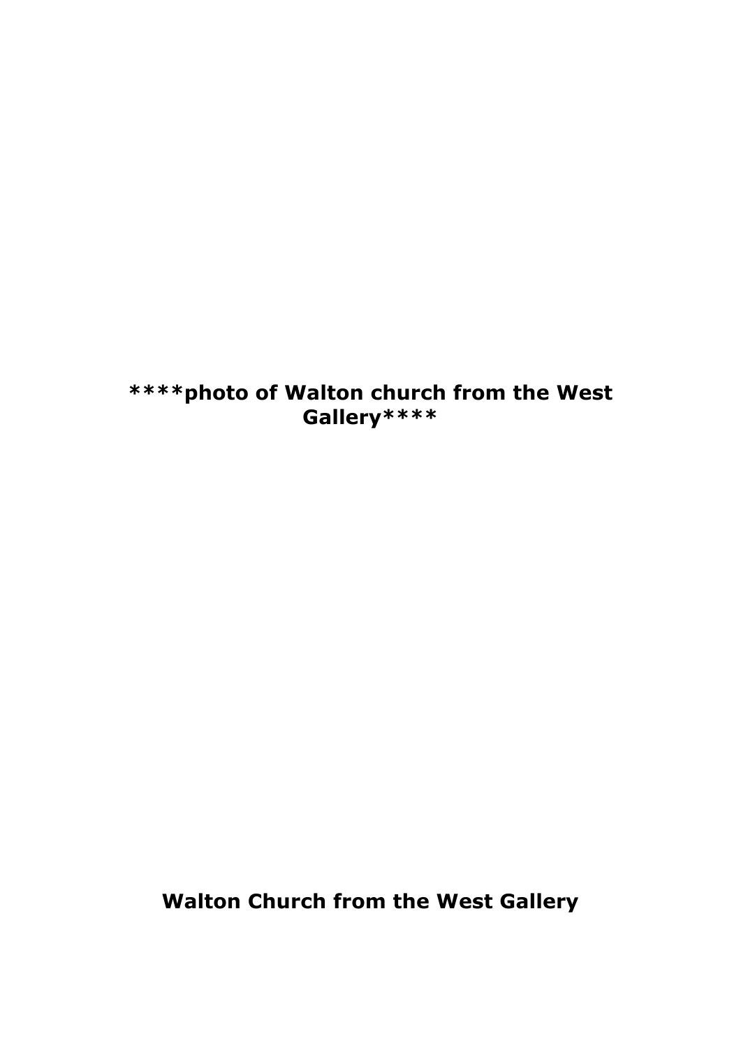**\*\*\*\*photo of Walton church from the West Gallery\*\*\*\***

**Walton Church from the West Gallery**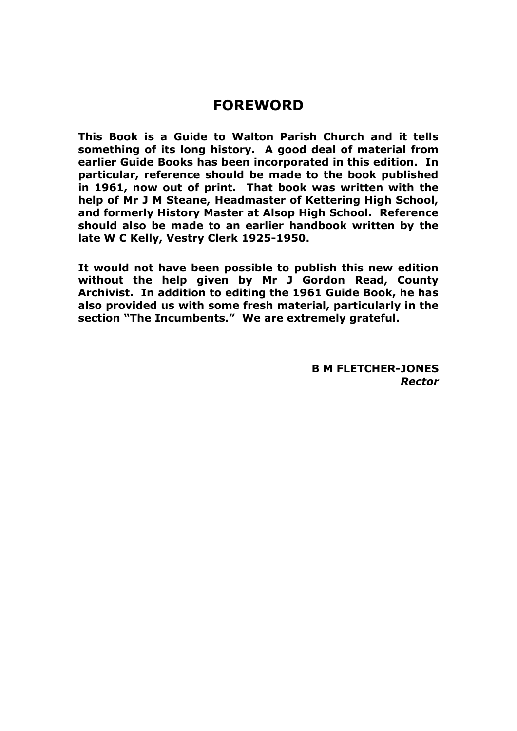## FOREWORD

**This Book is a Guide to Walton Parish Church and it tells something of its long history. A good deal of material from earlier Guide Books has been incorporated in this edition. In particular, reference should be made to the book published in 1961, now out of print. That book was written with the help of Mr J M Steane, Headmaster of Kettering High School, and formerly History Master at Alsop High School. Reference should also be made to an earlier handbook written by the late W C Kelly, Vestry Clerk 1925-1950.**

**It would not have been possible to publish this new edition without the help given by Mr J Gordon Read, County Archivist. In addition to editing the 1961 Guide Book, he has also provided us with some fresh material, particularly in the section "The Incumbents." We are extremely grateful.**

**B M FLETCHER-JONES**
***Rector***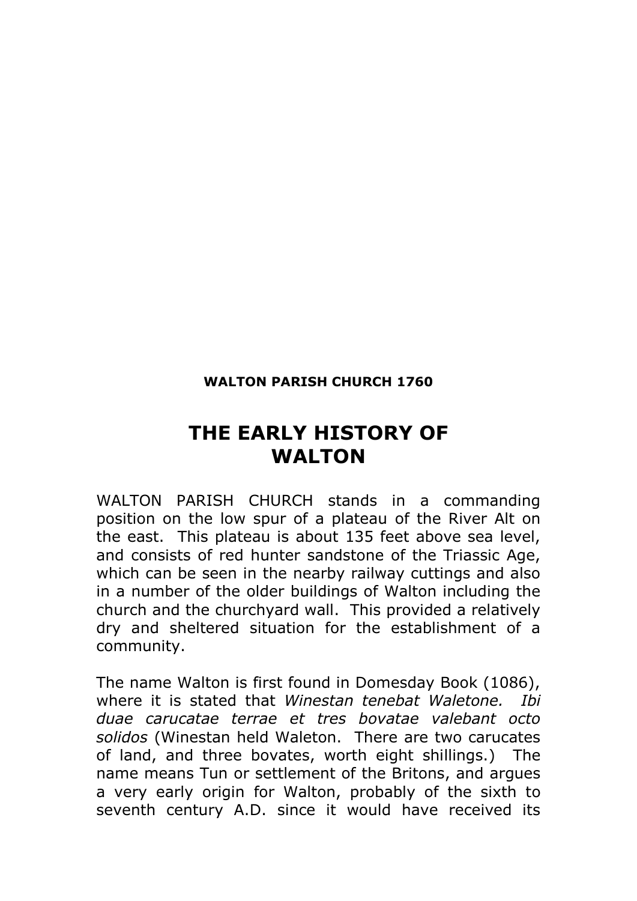**WALTON PARISH CHURCH 1760**

# THE EARLY HISTORY OF WALTON

WALTON PARISH CHURCH stands in a commanding position on the low spur of a plateau of the River Alt on the east. This plateau is about 135 feet above sea level, and consists of red hunter sandstone of the Triassic Age, which can be seen in the nearby railway cuttings and also in a number of the older buildings of Walton including the church and the churchyard wall. This provided a relatively dry and sheltered situation for the establishment of a community.

The name Walton is first found in Domesday Book (1086), where it is stated that *Winestan tenebat Waletone. Ibi duae carucatae terrae et tres bovatae valebant octo solidos* (Winestan held Waleton. There are two carucates of land, and three bovates, worth eight shillings.) The name means Tun or settlement of the Britons, and argues a very early origin for Walton, probably of the sixth to seventh century A.D. since it would have received its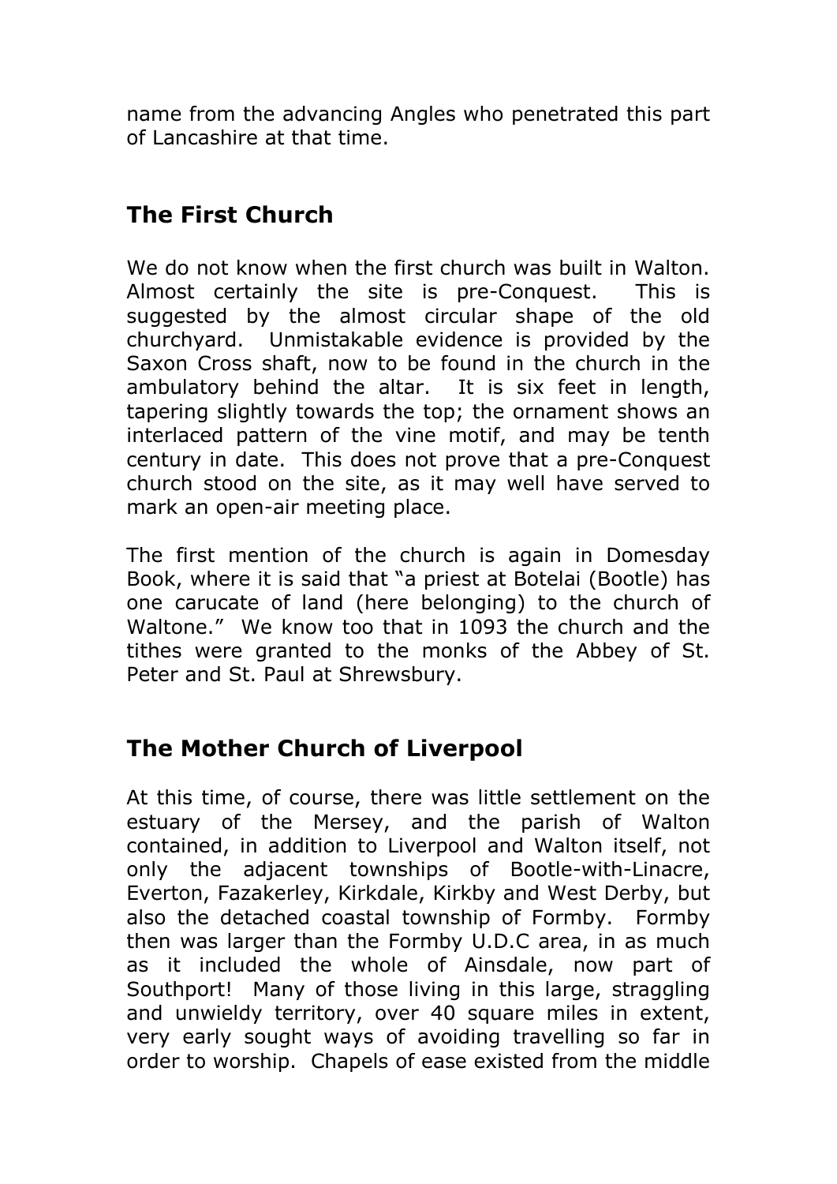name from the advancing Angles who penetrated this part of Lancashire at that time.

## The First Church

We do not know when the first church was built in Walton. Almost certainly the site is pre-Conquest. This is suggested by the almost circular shape of the old churchyard. Unmistakable evidence is provided by the Saxon Cross shaft, now to be found in the church in the ambulatory behind the altar. It is six feet in length, tapering slightly towards the top; the ornament shows an interlaced pattern of the vine motif, and may be tenth century in date. This does not prove that a pre-Conquest church stood on the site, as it may well have served to mark an open-air meeting place.

The first mention of the church is again in Domesday Book, where it is said that "a priest at Botelai (Bootle) has one carucate of land (here belonging) to the church of Waltone." We know too that in 1093 the church and the tithes were granted to the monks of the Abbey of St. Peter and St. Paul at Shrewsbury.

## The Mother Church of Liverpool

At this time, of course, there was little settlement on the estuary of the Mersey, and the parish of Walton contained, in addition to Liverpool and Walton itself, not only the adjacent townships of Bootle-with-Linacre, Everton, Fazakerley, Kirkdale, Kirkby and West Derby, but also the detached coastal township of Formby. Formby then was larger than the Formby U.D.C area, in as much as it included the whole of Ainsdale, now part of Southport! Many of those living in this large, straggling and unwieldy territory, over 40 square miles in extent, very early sought ways of avoiding travelling so far in order to worship. Chapels of ease existed from the middle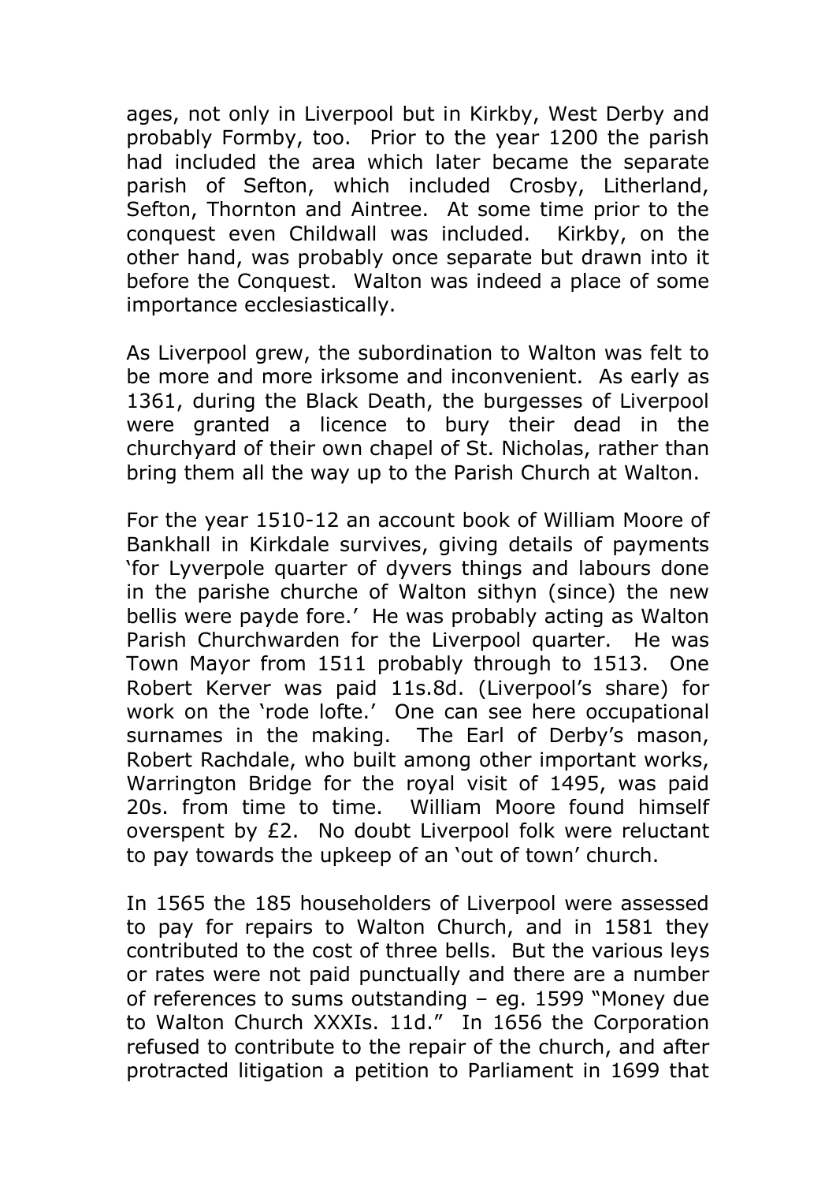ages, not only in Liverpool but in Kirkby, West Derby and probably Formby, too. Prior to the year 1200 the parish had included the area which later became the separate parish of Sefton, which included Crosby, Litherland, Sefton, Thornton and Aintree. At some time prior to the conquest even Childwall was included. Kirkby, on the other hand, was probably once separate but drawn into it before the Conquest. Walton was indeed a place of some importance ecclesiastically.

As Liverpool grew, the subordination to Walton was felt to be more and more irksome and inconvenient. As early as 1361, during the Black Death, the burgesses of Liverpool were granted a licence to bury their dead in the churchyard of their own chapel of St. Nicholas, rather than bring them all the way up to the Parish Church at Walton.

For the year 1510-12 an account book of William Moore of Bankhall in Kirkdale survives, giving details of payments 'for Lyverpole quarter of dyvers things and labours done in the parishe churche of Walton sithyn (since) the new bellis were payde fore.' He was probably acting as Walton Parish Churchwarden for the Liverpool quarter. He was Town Mayor from 1511 probably through to 1513. One Robert Kerver was paid 11s.8d. (Liverpool's share) for work on the 'rode lofte.' One can see here occupational surnames in the making. The Earl of Derby's mason, Robert Rachdale, who built among other important works, Warrington Bridge for the royal visit of 1495, was paid 20s. from time to time. William Moore found himself overspent by £2. No doubt Liverpool folk were reluctant to pay towards the upkeep of an 'out of town' church.

In 1565 the 185 householders of Liverpool were assessed to pay for repairs to Walton Church, and in 1581 they contributed to the cost of three bells. But the various leys or rates were not paid punctually and there are a number of references to sums outstanding – eg. 1599 "Money due to Walton Church XXXIs. 11d." In 1656 the Corporation refused to contribute to the repair of the church, and after protracted litigation a petition to Parliament in 1699 that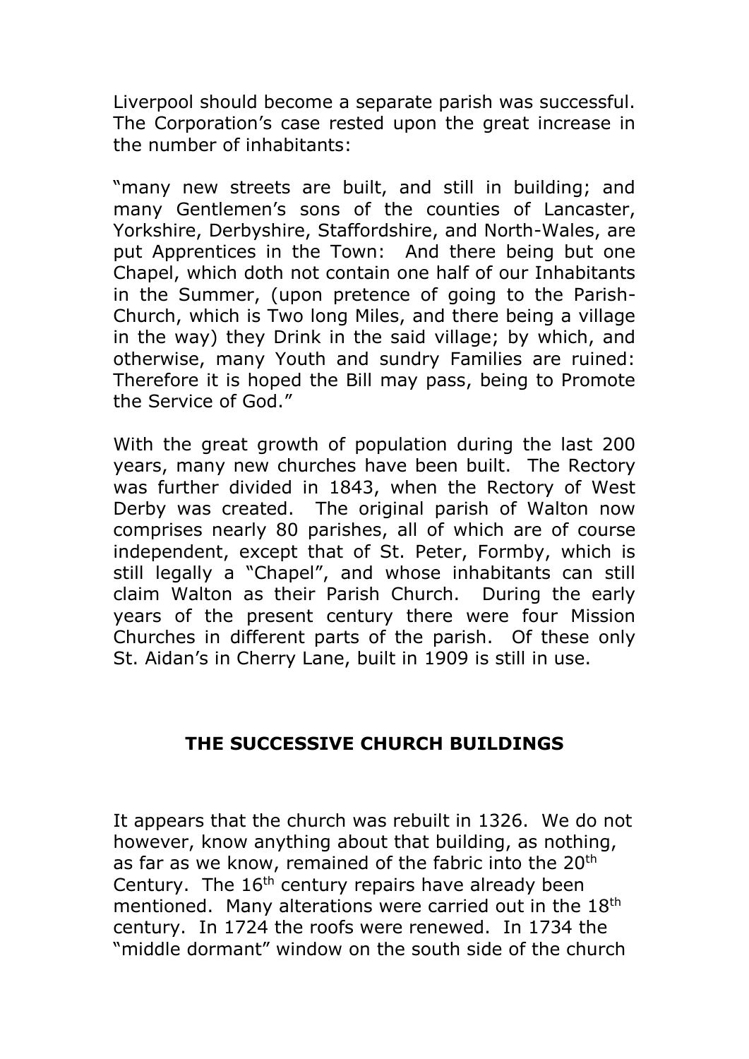Liverpool should become a separate parish was successful. The Corporation's case rested upon the great increase in the number of inhabitants:

"many new streets are built, and still in building; and many Gentlemen's sons of the counties of Lancaster, Yorkshire, Derbyshire, Staffordshire, and North-Wales, are put Apprentices in the Town: And there being but one Chapel, which doth not contain one half of our Inhabitants in the Summer, (upon pretence of going to the Parish-Church, which is Two long Miles, and there being a village in the way) they Drink in the said village; by which, and otherwise, many Youth and sundry Families are ruined: Therefore it is hoped the Bill may pass, being to Promote the Service of God."

With the great growth of population during the last 200 years, many new churches have been built. The Rectory was further divided in 1843, when the Rectory of West Derby was created. The original parish of Walton now comprises nearly 80 parishes, all of which are of course independent, except that of St. Peter, Formby, which is still legally a "Chapel", and whose inhabitants can still claim Walton as their Parish Church. During the early years of the present century there were four Mission Churches in different parts of the parish. Of these only St. Aidan's in Cherry Lane, built in 1909 is still in use.

## THE SUCCESSIVE CHURCH BUILDINGS

It appears that the church was rebuilt in 1326. We do not however, know anything about that building, as nothing, as far as we know, remained of the fabric into the 20th Century. The 16th century repairs have already been mentioned. Many alterations were carried out in the 18th century. In 1724 the roofs were renewed. In 1734 the "middle dormant" window on the south side of the church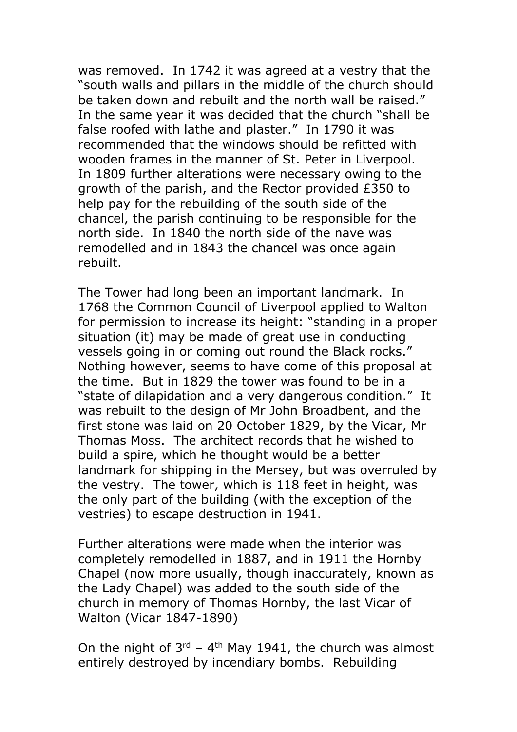was removed. In 1742 it was agreed at a vestry that the "south walls and pillars in the middle of the church should be taken down and rebuilt and the north wall be raised." In the same year it was decided that the church "shall be false roofed with lathe and plaster." In 1790 it was recommended that the windows should be refitted with wooden frames in the manner of St. Peter in Liverpool. In 1809 further alterations were necessary owing to the growth of the parish, and the Rector provided £350 to help pay for the rebuilding of the south side of the chancel, the parish continuing to be responsible for the north side. In 1840 the north side of the nave was remodelled and in 1843 the chancel was once again rebuilt.

The Tower had long been an important landmark. In 1768 the Common Council of Liverpool applied to Walton for permission to increase its height: "standing in a proper situation (it) may be made of great use in conducting vessels going in or coming out round the Black rocks." Nothing however, seems to have come of this proposal at the time. But in 1829 the tower was found to be in a "state of dilapidation and a very dangerous condition." It was rebuilt to the design of Mr John Broadbent, and the first stone was laid on 20 October 1829, by the Vicar, Mr Thomas Moss. The architect records that he wished to build a spire, which he thought would be a better landmark for shipping in the Mersey, but was overruled by the vestry. The tower, which is 118 feet in height, was the only part of the building (with the exception of the vestries) to escape destruction in 1941.

Further alterations were made when the interior was completely remodelled in 1887, and in 1911 the Hornby Chapel (now more usually, though inaccurately, known as the Lady Chapel) was added to the south side of the church in memory of Thomas Hornby, the last Vicar of Walton (Vicar 1847-1890)

On the night of 3rd – 4th May 1941, the church was almost entirely destroyed by incendiary bombs. Rebuilding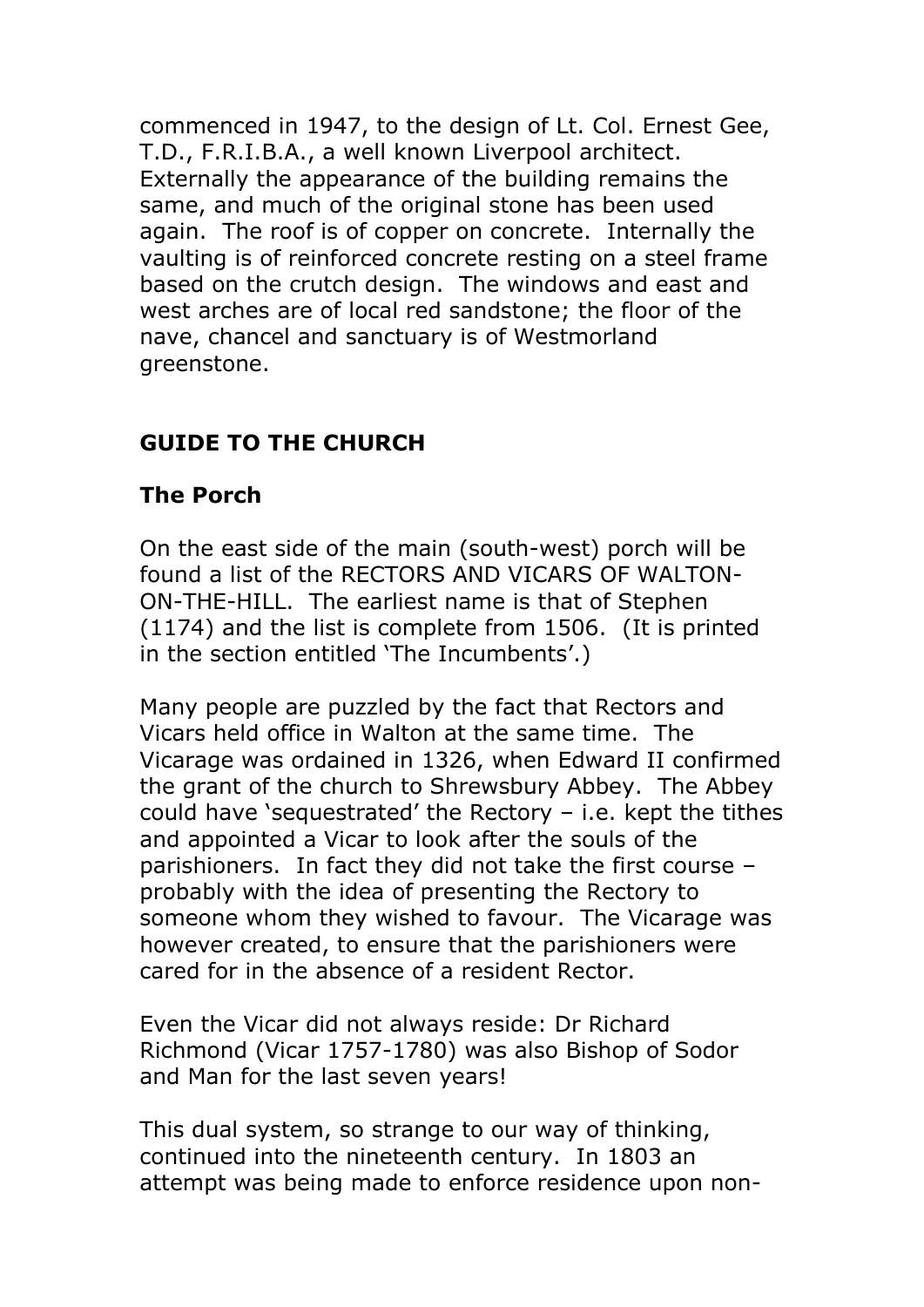commenced in 1947, to the design of Lt. Col. Ernest Gee, T.D., F.R.I.B.A., a well known Liverpool architect. Externally the appearance of the building remains the same, and much of the original stone has been used again. The roof is of copper on concrete. Internally the vaulting is of reinforced concrete resting on a steel frame based on the crutch design. The windows and east and west arches are of local red sandstone; the floor of the nave, chancel and sanctuary is of Westmorland greenstone.

## GUIDE TO THE CHURCH

### The Porch

On the east side of the main (south-west) porch will be found a list of the RECTORS AND VICARS OF WALTON-ON-THE-HILL. The earliest name is that of Stephen (1174) and the list is complete from 1506. (It is printed in the section entitled 'The Incumbents'.)

Many people are puzzled by the fact that Rectors and Vicars held office in Walton at the same time. The Vicarage was ordained in 1326, when Edward II confirmed the grant of the church to Shrewsbury Abbey. The Abbey could have 'sequestrated' the Rectory – i.e. kept the tithes and appointed a Vicar to look after the souls of the parishioners. In fact they did not take the first course – probably with the idea of presenting the Rectory to someone whom they wished to favour. The Vicarage was however created, to ensure that the parishioners were cared for in the absence of a resident Rector.

Even the Vicar did not always reside: Dr Richard Richmond (Vicar 1757-1780) was also Bishop of Sodor and Man for the last seven years!

This dual system, so strange to our way of thinking, continued into the nineteenth century. In 1803 an attempt was being made to enforce residence upon non-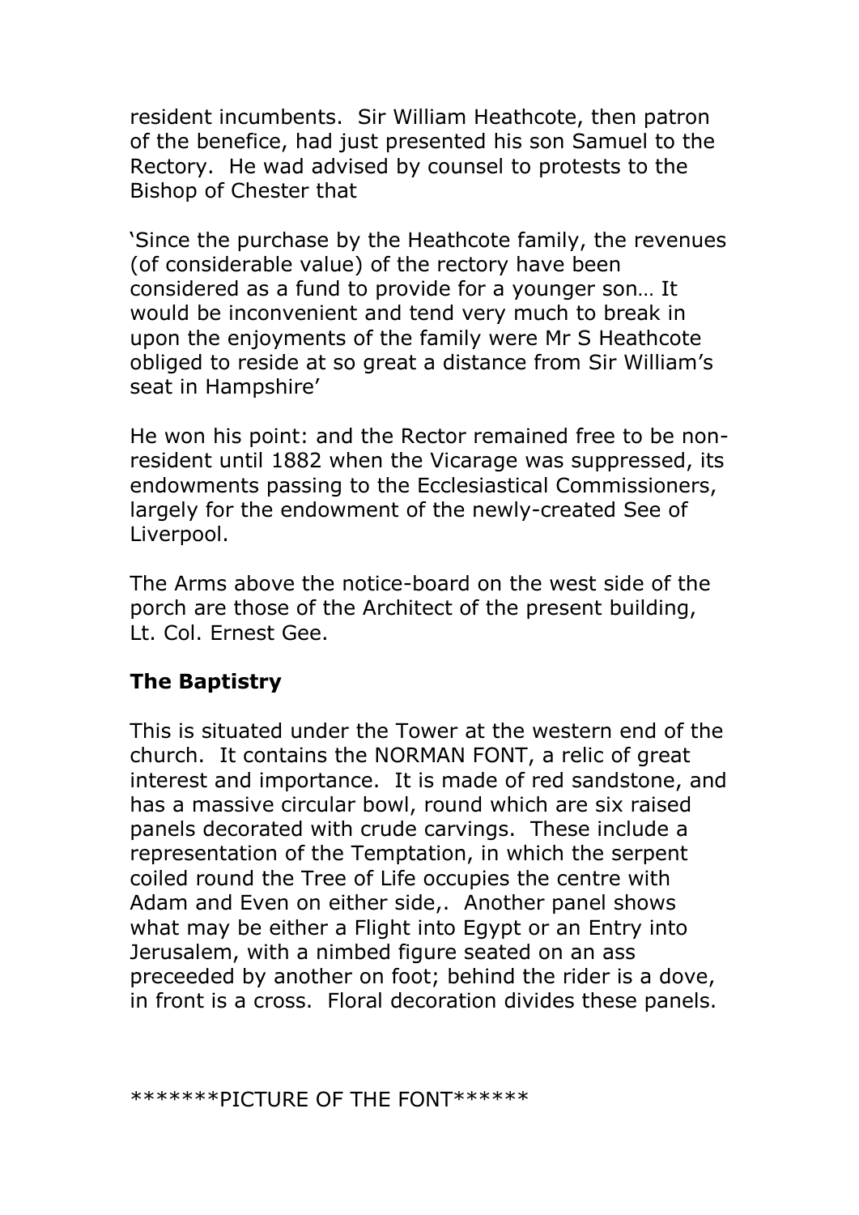resident incumbents. Sir William Heathcote, then patron of the benefice, had just presented his son Samuel to the Rectory. He wad advised by counsel to protests to the Bishop of Chester that

'Since the purchase by the Heathcote family, the revenues (of considerable value) of the rectory have been considered as a fund to provide for a younger son… It would be inconvenient and tend very much to break in upon the enjoyments of the family were Mr S Heathcote obliged to reside at so great a distance from Sir William's seat in Hampshire'

He won his point: and the Rector remained free to be non-resident until 1882 when the Vicarage was suppressed, its endowments passing to the Ecclesiastical Commissioners, largely for the endowment of the newly-created See of Liverpool.

The Arms above the notice-board on the west side of the porch are those of the Architect of the present building, Lt. Col. Ernest Gee.

## The Baptistry

This is situated under the Tower at the western end of the church. It contains the NORMAN FONT, a relic of great interest and importance. It is made of red sandstone, and has a massive circular bowl, round which are six raised panels decorated with crude carvings. These include a representation of the Temptation, in which the serpent coiled round the Tree of Life occupies the centre with Adam and Even on either side,. Another panel shows what may be either a Flight into Egypt or an Entry into Jerusalem, with a nimbed figure seated on an ass preceeded by another on foot; behind the rider is a dove, in front is a cross. Floral decoration divides these panels.

*******PICTURE OF THE FONT******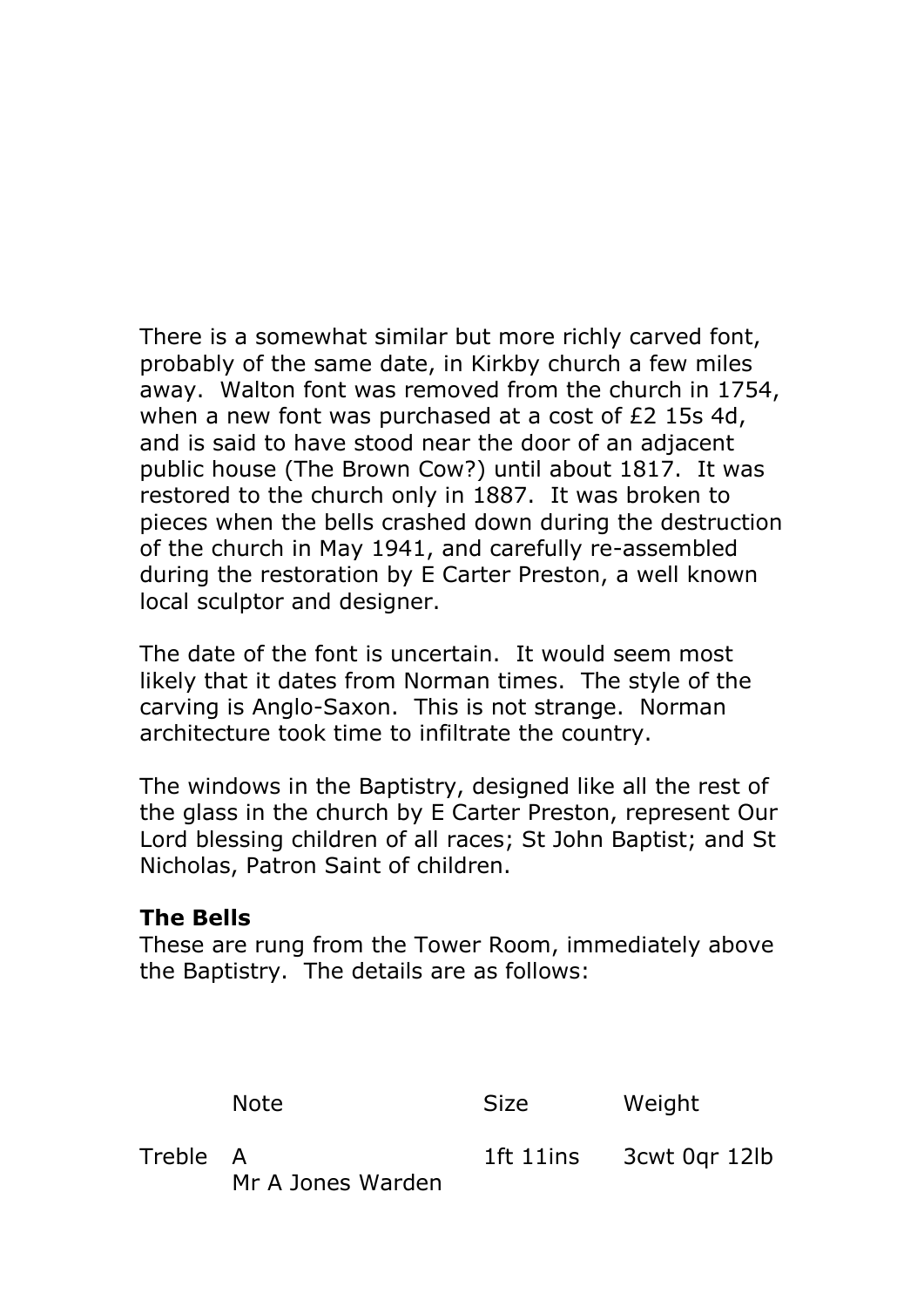There is a somewhat similar but more richly carved font, probably of the same date, in Kirkby church a few miles away. Walton font was removed from the church in 1754, when a new font was purchased at a cost of £2 15s 4d, and is said to have stood near the door of an adjacent public house (The Brown Cow?) until about 1817. It was restored to the church only in 1887. It was broken to pieces when the bells crashed down during the destruction of the church in May 1941, and carefully re-assembled during the restoration by E Carter Preston, a well known local sculptor and designer.

The date of the font is uncertain. It would seem most likely that it dates from Norman times. The style of the carving is Anglo-Saxon. This is not strange. Norman architecture took time to infiltrate the country.

The windows in the Baptistry, designed like all the rest of the glass in the church by E Carter Preston, represent Our Lord blessing children of all races; St John Baptist; and St Nicholas, Patron Saint of children.

**The Bells**

These are rung from the Tower Room, immediately above the Baptistry. The details are as follows:

| | Note | Size | Weight |
|---|---|---|---|
| Treble | A<br>Mr A Jones Warden | 1ft 11ins | 3cwt 0qr 12lb |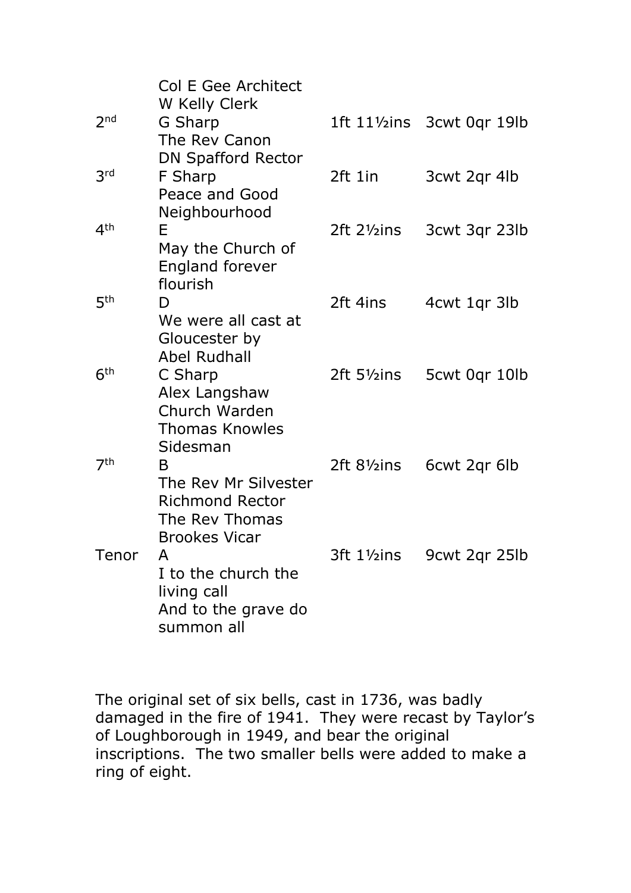| | | | |
|---|---|---|---|
| | Col E Gee Architect<br>W Kelly Clerk | | |
| 2nd | G Sharp<br>The Rev Canon<br>DN Spafford Rector | 1ft 11½ins | 3cwt 0qr 19lb |
| 3rd | F Sharp<br>Peace and Good<br>Neighbourhood | 2ft 1in | 3cwt 2qr 4lb |
| 4th | E<br>May the Church of<br>England forever<br>flourish | 2ft 2½ins | 3cwt 3qr 23lb |
| 5th | D<br>We were all cast at<br>Gloucester by<br>Abel Rudhall | 2ft 4ins | 4cwt 1qr 3lb |
| 6th | C Sharp<br>Alex Langshaw<br>Church Warden<br>Thomas Knowles<br>Sidesman | 2ft 5½ins | 5cwt 0qr 10lb |
| 7th | B<br>The Rev Mr Silvester<br>Richmond Rector<br>The Rev Thomas<br>Brookes Vicar | 2ft 8½ins | 6cwt 2qr 6lb |
| Tenor | A<br>I to the church the<br>living call<br>And to the grave do<br>summon all | 3ft 1½ins | 9cwt 2qr 25lb |

The original set of six bells, cast in 1736, was badly damaged in the fire of 1941. They were recast by Taylor's of Loughborough in 1949, and bear the original inscriptions. The two smaller bells were added to make a ring of eight.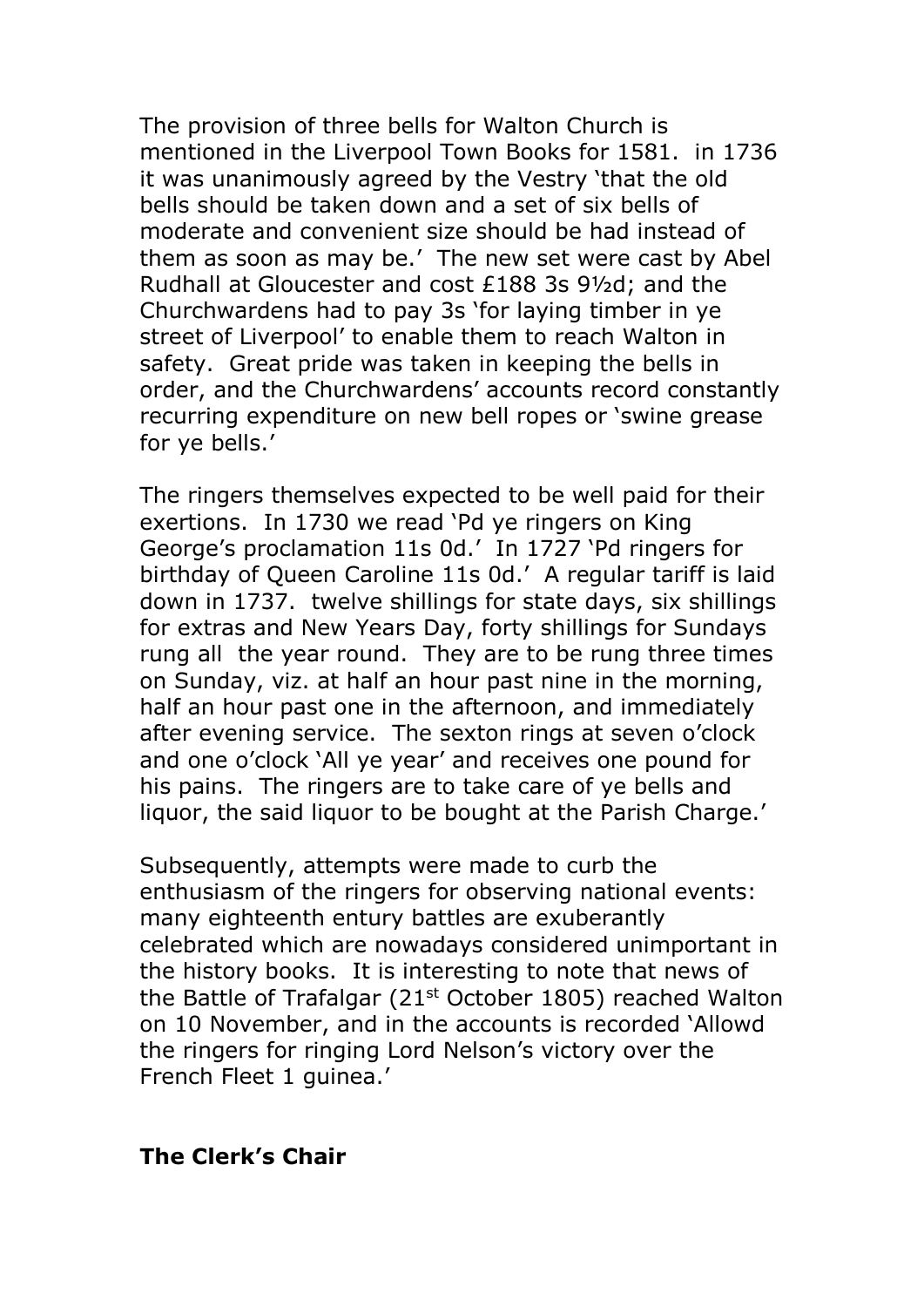The provision of three bells for Walton Church is mentioned in the Liverpool Town Books for 1581. in 1736 it was unanimously agreed by the Vestry 'that the old bells should be taken down and a set of six bells of moderate and convenient size should be had instead of them as soon as may be.' The new set were cast by Abel Rudhall at Gloucester and cost £188 3s 9½d; and the Churchwardens had to pay 3s 'for laying timber in ye street of Liverpool' to enable them to reach Walton in safety. Great pride was taken in keeping the bells in order, and the Churchwardens' accounts record constantly recurring expenditure on new bell ropes or 'swine grease for ye bells.'

The ringers themselves expected to be well paid for their exertions. In 1730 we read 'Pd ye ringers on King George's proclamation 11s 0d.' In 1727 'Pd ringers for birthday of Queen Caroline 11s 0d.' A regular tariff is laid down in 1737. twelve shillings for state days, six shillings for extras and New Years Day, forty shillings for Sundays rung all the year round. They are to be rung three times on Sunday, viz. at half an hour past nine in the morning, half an hour past one in the afternoon, and immediately after evening service. The sexton rings at seven o'clock and one o'clock 'All ye year' and receives one pound for his pains. The ringers are to take care of ye bells and liquor, the said liquor to be bought at the Parish Charge.'

Subsequently, attempts were made to curb the enthusiasm of the ringers for observing national events: many eighteenth entury battles are exuberantly celebrated which are nowadays considered unimportant in the history books. It is interesting to note that news of the Battle of Trafalgar (21st October 1805) reached Walton on 10 November, and in the accounts is recorded 'Allowd the ringers for ringing Lord Nelson's victory over the French Fleet 1 guinea.'

**The Clerk's Chair**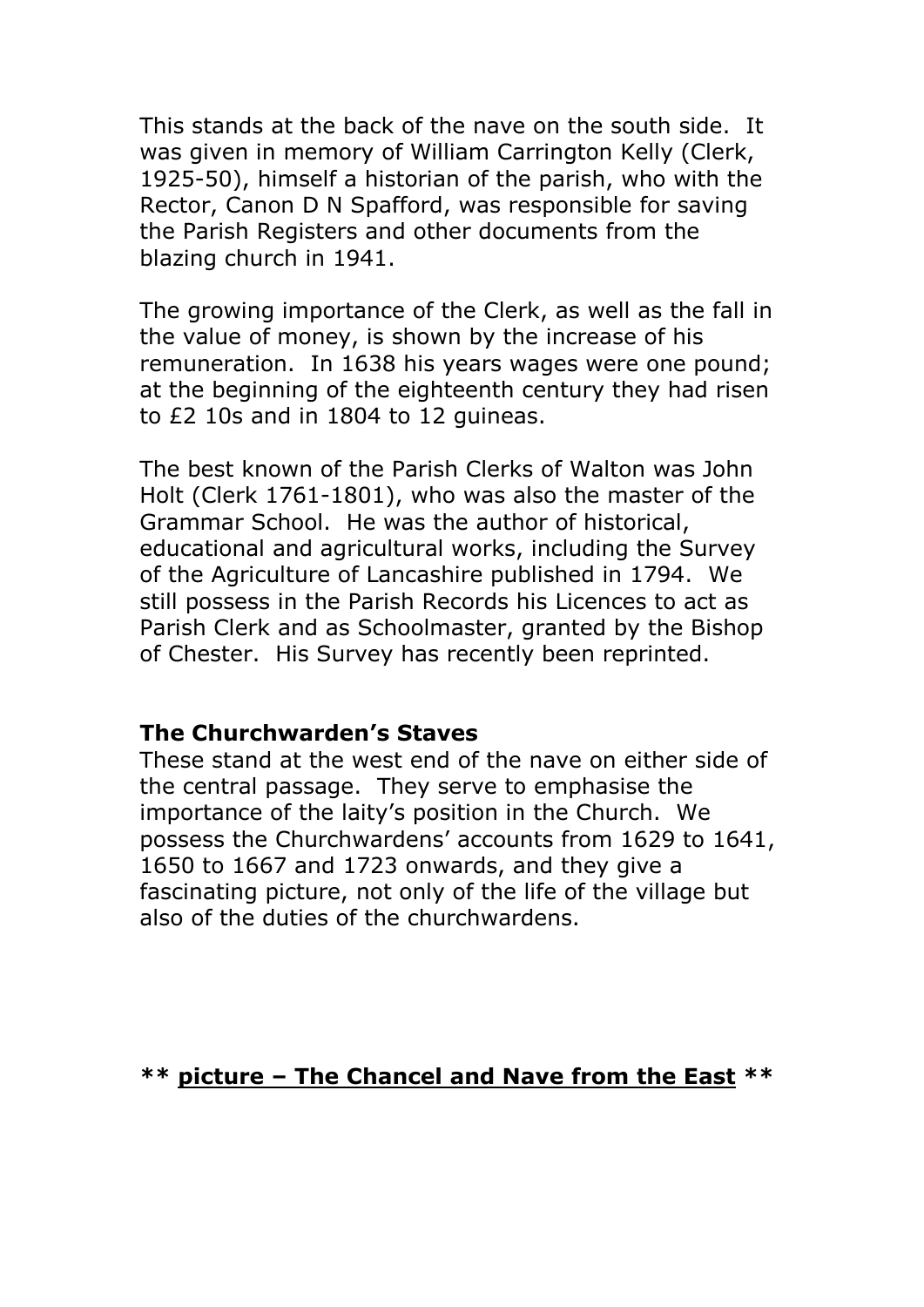This stands at the back of the nave on the south side. It was given in memory of William Carrington Kelly (Clerk, 1925-50), himself a historian of the parish, who with the Rector, Canon D N Spafford, was responsible for saving the Parish Registers and other documents from the blazing church in 1941.

The growing importance of the Clerk, as well as the fall in the value of money, is shown by the increase of his remuneration. In 1638 his years wages were one pound; at the beginning of the eighteenth century they had risen to £2 10s and in 1804 to 12 guineas.

The best known of the Parish Clerks of Walton was John Holt (Clerk 1761-1801), who was also the master of the Grammar School. He was the author of historical, educational and agricultural works, including the Survey of the Agriculture of Lancashire published in 1794. We still possess in the Parish Records his Licences to act as Parish Clerk and as Schoolmaster, granted by the Bishop of Chester. His Survey has recently been reprinted.

**The Churchwarden's Staves**

These stand at the west end of the nave on either side of the central passage. They serve to emphasise the importance of the laity's position in the Church. We possess the Churchwardens' accounts from 1629 to 1641, 1650 to 1667 and 1723 onwards, and they give a fascinating picture, not only of the life of the village but also of the duties of the churchwardens.

**\*\* <u>picture – The Chancel and Nave from the East</u> \*\***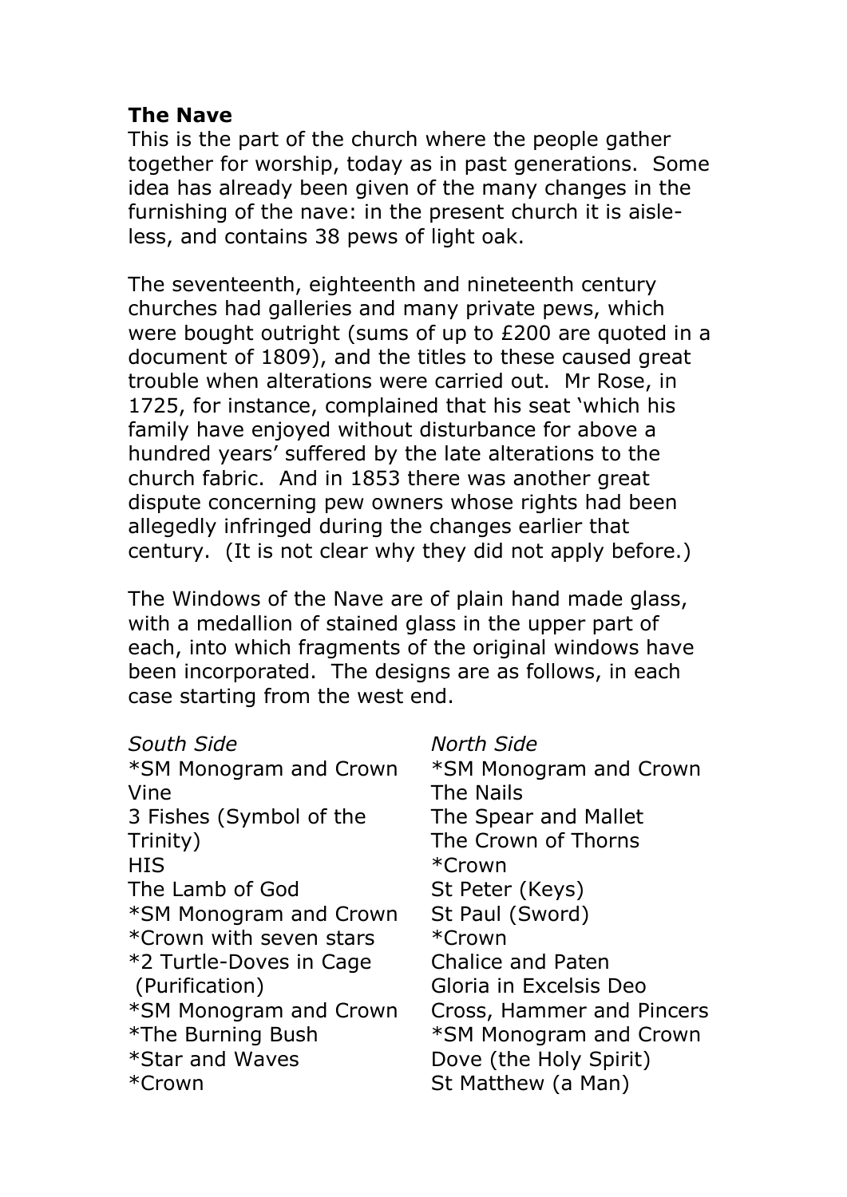**The Nave**

This is the part of the church where the people gather together for worship, today as in past generations. Some idea has already been given of the many changes in the furnishing of the nave: in the present church it is aisle-less, and contains 38 pews of light oak.

The seventeenth, eighteenth and nineteenth century churches had galleries and many private pews, which were bought outright (sums of up to £200 are quoted in a document of 1809), and the titles to these caused great trouble when alterations were carried out. Mr Rose, in 1725, for instance, complained that his seat 'which his family have enjoyed without disturbance for above a hundred years' suffered by the late alterations to the church fabric. And in 1853 there was another great dispute concerning pew owners whose rights had been allegedly infringed during the changes earlier that century. (It is not clear why they did not apply before.)

The Windows of the Nave are of plain hand made glass, with a medallion of stained glass in the upper part of each, into which fragments of the original windows have been incorporated. The designs are as follows, in each case starting from the west end.

| *South Side* | *North Side* |
|---|---|
| *SM Monogram and Crown | *SM Monogram and Crown |
| Vine | The Nails |
| 3 Fishes (Symbol of the Trinity) | The Spear and Mallet |
| HIS | The Crown of Thorns |
| The Lamb of God | *Crown |
| *SM Monogram and Crown | St Peter (Keys) |
| *Crown with seven stars | St Paul (Sword) |
| *2 Turtle-Doves in Cage (Purification) | *Crown |
| *SM Monogram and Crown | Chalice and Paten |
| *The Burning Bush | Gloria in Excelsis Deo |
| *Star and Waves | Cross, Hammer and Pincers |
| *Crown | *SM Monogram and Crown |
| | Dove (the Holy Spirit) |
| | St Matthew (a Man) |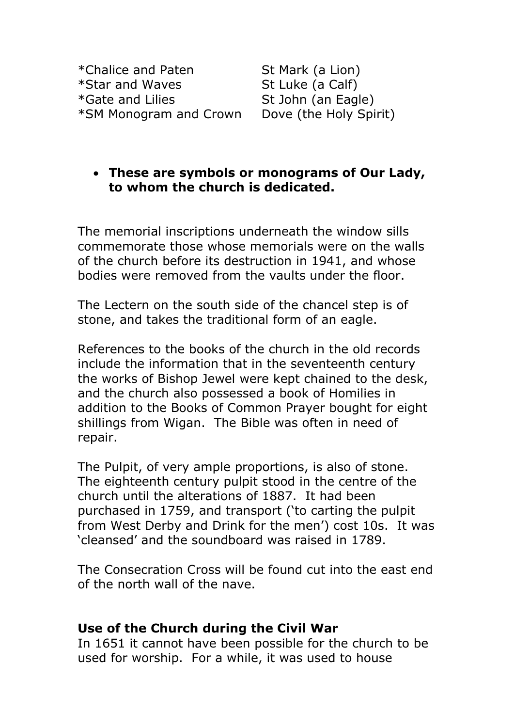| | |
|---|---|
| *Chalice and Paten | St Mark (a Lion) |
| *Star and Waves | St Luke (a Calf) |
| *Gate and Lilies | St John (an Eagle) |
| *SM Monogram and Crown | Dove (the Holy Spirit) |

- **These are symbols or monograms of Our Lady, to whom the church is dedicated.**

The memorial inscriptions underneath the window sills commemorate those whose memorials were on the walls of the church before its destruction in 1941, and whose bodies were removed from the vaults under the floor.

The Lectern on the south side of the chancel step is of stone, and takes the traditional form of an eagle.

References to the books of the church in the old records include the information that in the seventeenth century the works of Bishop Jewel were kept chained to the desk, and the church also possessed a book of Homilies in addition to the Books of Common Prayer bought for eight shillings from Wigan. The Bible was often in need of repair.

The Pulpit, of very ample proportions, is also of stone. The eighteenth century pulpit stood in the centre of the church until the alterations of 1887. It had been purchased in 1759, and transport ('to carting the pulpit from West Derby and Drink for the men') cost 10s. It was 'cleansed' and the soundboard was raised in 1789.

The Consecration Cross will be found cut into the east end of the north wall of the nave.

### Use of the Church during the Civil War

In 1651 it cannot have been possible for the church to be used for worship. For a while, it was used to house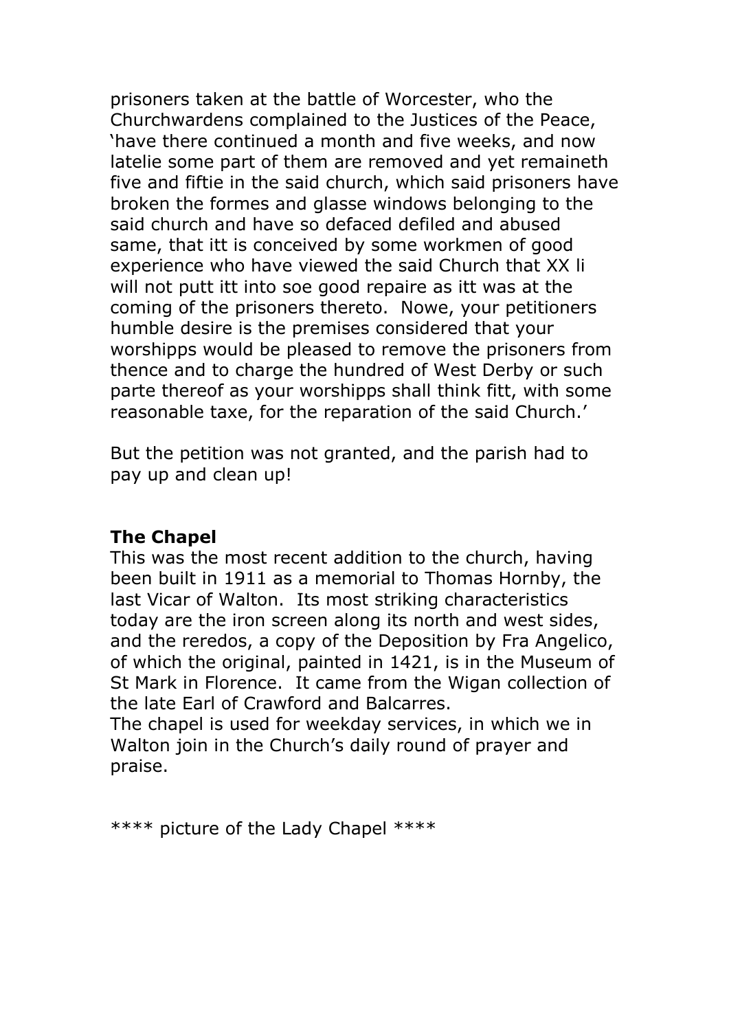prisoners taken at the battle of Worcester, who the Churchwardens complained to the Justices of the Peace, 'have there continued a month and five weeks, and now latelie some part of them are removed and yet remaineth five and fiftie in the said church, which said prisoners have broken the formes and glasse windows belonging to the said church and have so defaced defiled and abused same, that itt is conceived by some workmen of good experience who have viewed the said Church that XX li will not putt itt into soe good repaire as itt was at the coming of the prisoners thereto.  Nowe, your petitioners humble desire is the premises considered that your worshipps would be pleased to remove the prisoners from thence and to charge the hundred of West Derby or such parte thereof as your worshipps shall think fitt, with some reasonable taxe, for the reparation of the said Church.'

But the petition was not granted, and the parish had to pay up and clean up!

**The Chapel**

This was the most recent addition to the church, having been built in 1911 as a memorial to Thomas Hornby, the last Vicar of Walton.  Its most striking characteristics today are the iron screen along its north and west sides, and the reredos, a copy of the Deposition by Fra Angelico, of which the original, painted in 1421, is in the Museum of St Mark in Florence.  It came from the Wigan collection of the late Earl of Crawford and Balcarres.

The chapel is used for weekday services, in which we in Walton join in the Church's daily round of prayer and praise.

**** picture of the Lady Chapel ****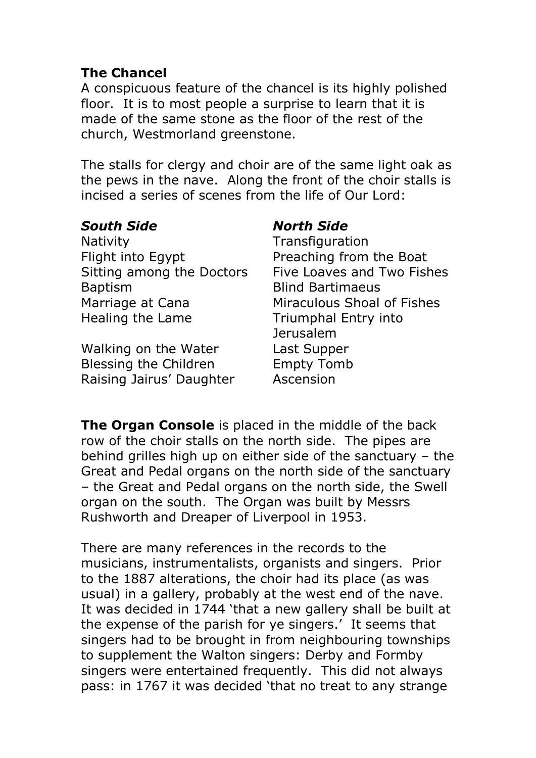**The Chancel**
A conspicuous feature of the chancel is its highly polished floor. It is to most people a surprise to learn that it is made of the same stone as the floor of the rest of the church, Westmorland greenstone.

The stalls for clergy and choir are of the same light oak as the pews in the nave. Along the front of the choir stalls is incised a series of scenes from the life of Our Lord:

| ***South Side*** | ***North Side*** |
|---|---|
| Nativity | Transfiguration |
| Flight into Egypt | Preaching from the Boat |
| Sitting among the Doctors | Five Loaves and Two Fishes |
| Baptism | Blind Bartimaeus |
| Marriage at Cana | Miraculous Shoal of Fishes |
| Healing the Lame | Triumphal Entry into Jerusalem |
| Walking on the Water | Last Supper |
| Blessing the Children | Empty Tomb |
| Raising Jairus' Daughter | Ascension |

**The Organ Console** is placed in the middle of the back row of the choir stalls on the north side. The pipes are behind grilles high up on either side of the sanctuary – the Great and Pedal organs on the north side of the sanctuary – the Great and Pedal organs on the north side, the Swell organ on the south. The Organ was built by Messrs Rushworth and Dreaper of Liverpool in 1953.

There are many references in the records to the musicians, instrumentalists, organists and singers. Prior to the 1887 alterations, the choir had its place (as was usual) in a gallery, probably at the west end of the nave. It was decided in 1744 'that a new gallery shall be built at the expense of the parish for ye singers.' It seems that singers had to be brought in from neighbouring townships to supplement the Walton singers: Derby and Formby singers were entertained frequently. This did not always pass: in 1767 it was decided 'that no treat to any strange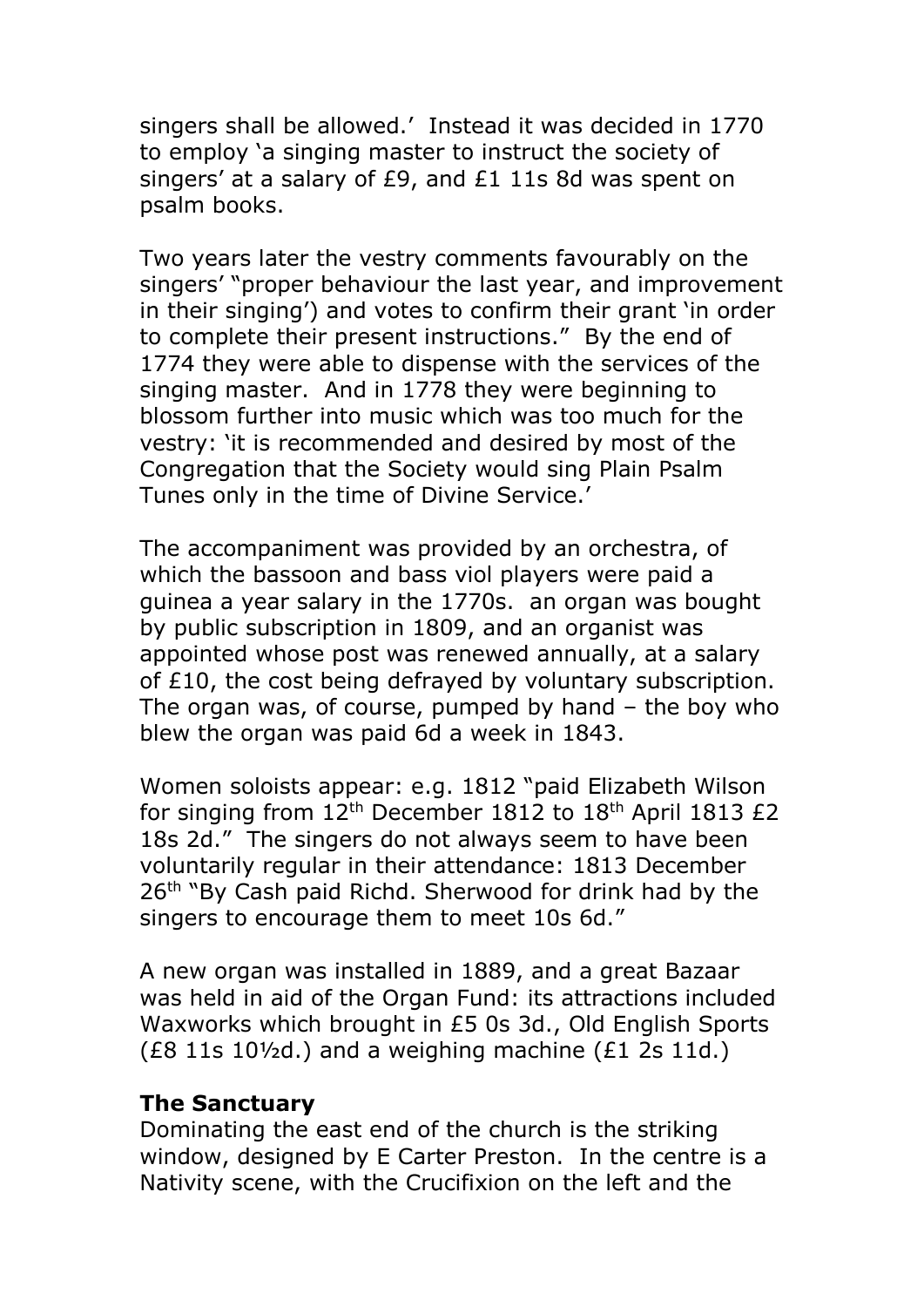singers shall be allowed.' Instead it was decided in 1770 to employ 'a singing master to instruct the society of singers' at a salary of £9, and £1 11s 8d was spent on psalm books.

Two years later the vestry comments favourably on the singers' "proper behaviour the last year, and improvement in their singing') and votes to confirm their grant 'in order to complete their present instructions." By the end of 1774 they were able to dispense with the services of the singing master. And in 1778 they were beginning to blossom further into music which was too much for the vestry: 'it is recommended and desired by most of the Congregation that the Society would sing Plain Psalm Tunes only in the time of Divine Service.'

The accompaniment was provided by an orchestra, of which the bassoon and bass viol players were paid a guinea a year salary in the 1770s. an organ was bought by public subscription in 1809, and an organist was appointed whose post was renewed annually, at a salary of £10, the cost being defrayed by voluntary subscription. The organ was, of course, pumped by hand – the boy who blew the organ was paid 6d a week in 1843.

Women soloists appear: e.g. 1812 "paid Elizabeth Wilson for singing from 12th December 1812 to 18th April 1813 £2 18s 2d." The singers do not always seem to have been voluntarily regular in their attendance: 1813 December 26th "By Cash paid Richd. Sherwood for drink had by the singers to encourage them to meet 10s 6d."

A new organ was installed in 1889, and a great Bazaar was held in aid of the Organ Fund: its attractions included Waxworks which brought in £5 0s 3d., Old English Sports (£8 11s 10½d.) and a weighing machine (£1 2s 11d.)

**The Sanctuary**

Dominating the east end of the church is the striking window, designed by E Carter Preston. In the centre is a Nativity scene, with the Crucifixion on the left and the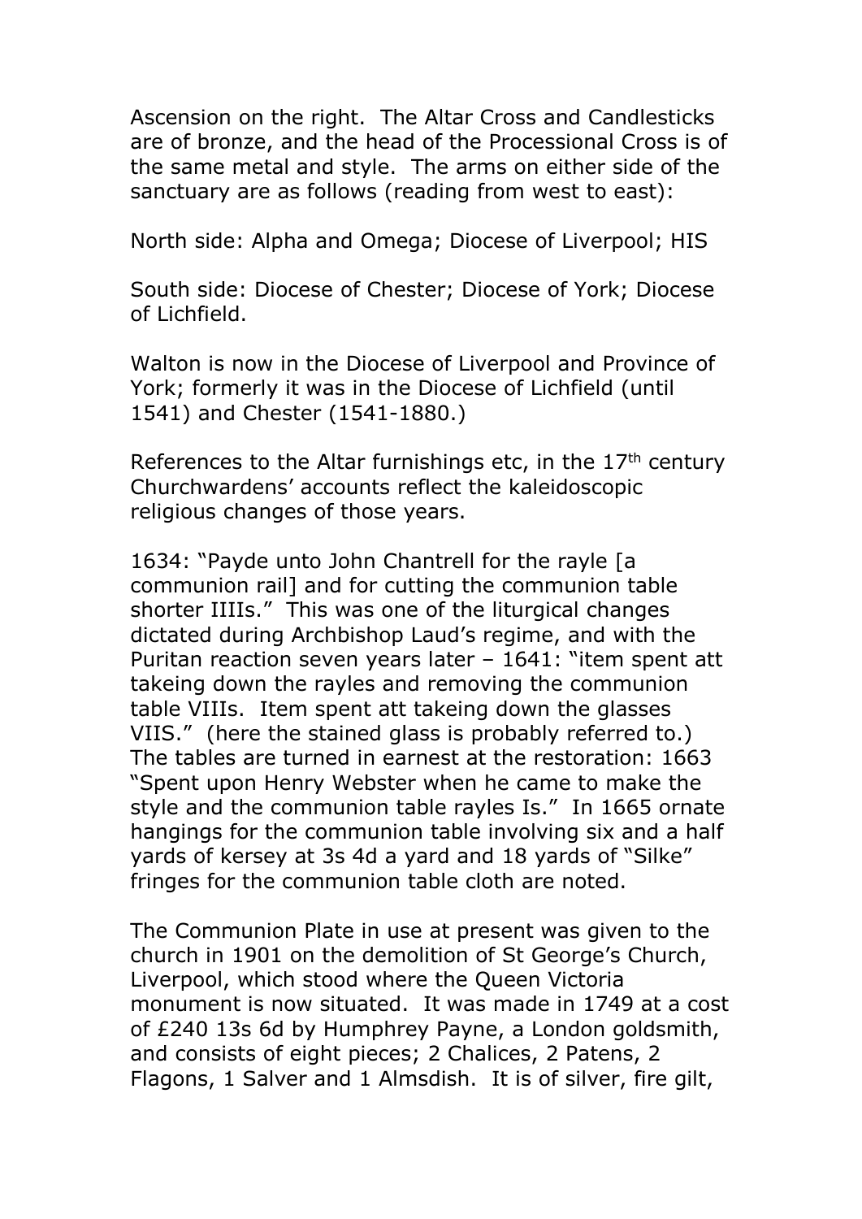Ascension on the right. The Altar Cross and Candlesticks are of bronze, and the head of the Processional Cross is of the same metal and style. The arms on either side of the sanctuary are as follows (reading from west to east):

North side: Alpha and Omega; Diocese of Liverpool; HIS

South side: Diocese of Chester; Diocese of York; Diocese of Lichfield.

Walton is now in the Diocese of Liverpool and Province of York; formerly it was in the Diocese of Lichfield (until 1541) and Chester (1541-1880.)

References to the Altar furnishings etc, in the 17th century Churchwardens' accounts reflect the kaleidoscopic religious changes of those years.

1634: "Payde unto John Chantrell for the rayle [a communion rail] and for cutting the communion table shorter IIIIs." This was one of the liturgical changes dictated during Archbishop Laud's regime, and with the Puritan reaction seven years later – 1641: "item spent att takeing down the rayles and removing the communion table VIIIs. Item spent att takeing down the glasses VIIS." (here the stained glass is probably referred to.) The tables are turned in earnest at the restoration: 1663 "Spent upon Henry Webster when he came to make the style and the communion table rayles Is." In 1665 ornate hangings for the communion table involving six and a half yards of kersey at 3s 4d a yard and 18 yards of "Silke" fringes for the communion table cloth are noted.

The Communion Plate in use at present was given to the church in 1901 on the demolition of St George's Church, Liverpool, which stood where the Queen Victoria monument is now situated. It was made in 1749 at a cost of £240 13s 6d by Humphrey Payne, a London goldsmith, and consists of eight pieces; 2 Chalices, 2 Patens, 2 Flagons, 1 Salver and 1 Almsdish. It is of silver, fire gilt,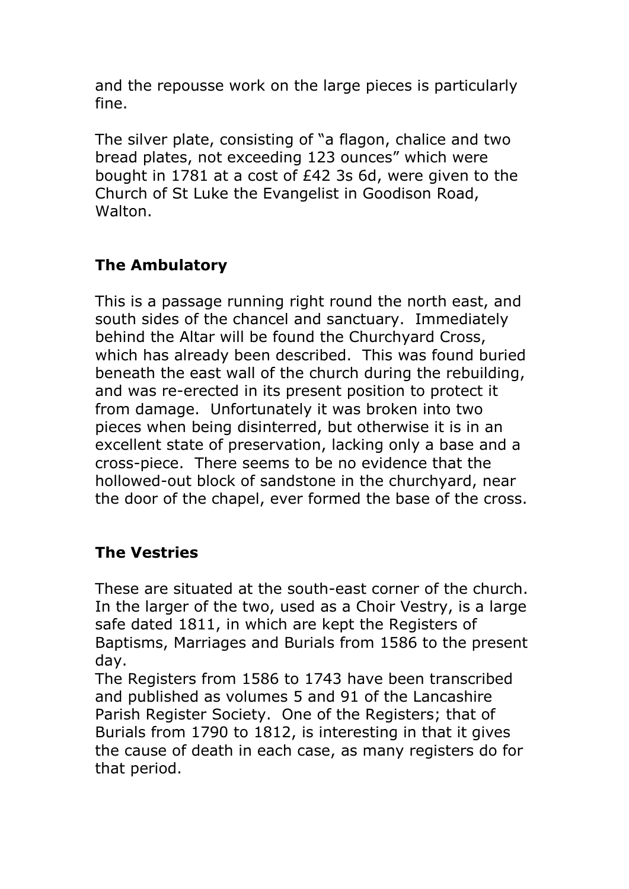and the repousse work on the large pieces is particularly fine.

The silver plate, consisting of "a flagon, chalice and two bread plates, not exceeding 123 ounces" which were bought in 1781 at a cost of £42 3s 6d, were given to the Church of St Luke the Evangelist in Goodison Road, Walton.

## The Ambulatory

This is a passage running right round the north east, and south sides of the chancel and sanctuary. Immediately behind the Altar will be found the Churchyard Cross, which has already been described. This was found buried beneath the east wall of the church during the rebuilding, and was re-erected in its present position to protect it from damage. Unfortunately it was broken into two pieces when being disinterred, but otherwise it is in an excellent state of preservation, lacking only a base and a cross-piece. There seems to be no evidence that the hollowed-out block of sandstone in the churchyard, near the door of the chapel, ever formed the base of the cross.

## The Vestries

These are situated at the south-east corner of the church. In the larger of the two, used as a Choir Vestry, is a large safe dated 1811, in which are kept the Registers of Baptisms, Marriages and Burials from 1586 to the present day.
The Registers from 1586 to 1743 have been transcribed and published as volumes 5 and 91 of the Lancashire Parish Register Society. One of the Registers; that of Burials from 1790 to 1812, is interesting in that it gives the cause of death in each case, as many registers do for that period.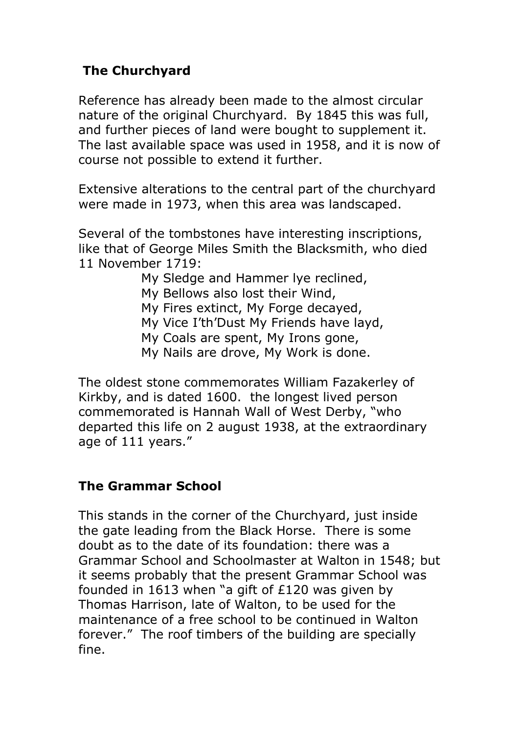## The Churchyard

Reference has already been made to the almost circular nature of the original Churchyard. By 1845 this was full, and further pieces of land were bought to supplement it. The last available space was used in 1958, and it is now of course not possible to extend it further.

Extensive alterations to the central part of the churchyard were made in 1973, when this area was landscaped.

Several of the tombstones have interesting inscriptions, like that of George Miles Smith the Blacksmith, who died 11 November 1719:

> My Sledge and Hammer lye reclined,
> My Bellows also lost their Wind,
> My Fires extinct, My Forge decayed,
> My Vice I'th'Dust My Friends have layd,
> My Coals are spent, My Irons gone,
> My Nails are drove, My Work is done.

The oldest stone commemorates William Fazakerley of Kirkby, and is dated 1600. the longest lived person commemorated is Hannah Wall of West Derby, "who departed this life on 2 august 1938, at the extraordinary age of 111 years."

## The Grammar School

This stands in the corner of the Churchyard, just inside the gate leading from the Black Horse. There is some doubt as to the date of its foundation: there was a Grammar School and Schoolmaster at Walton in 1548; but it seems probably that the present Grammar School was founded in 1613 when "a gift of £120 was given by Thomas Harrison, late of Walton, to be used for the maintenance of a free school to be continued in Walton forever." The roof timbers of the building are specially fine.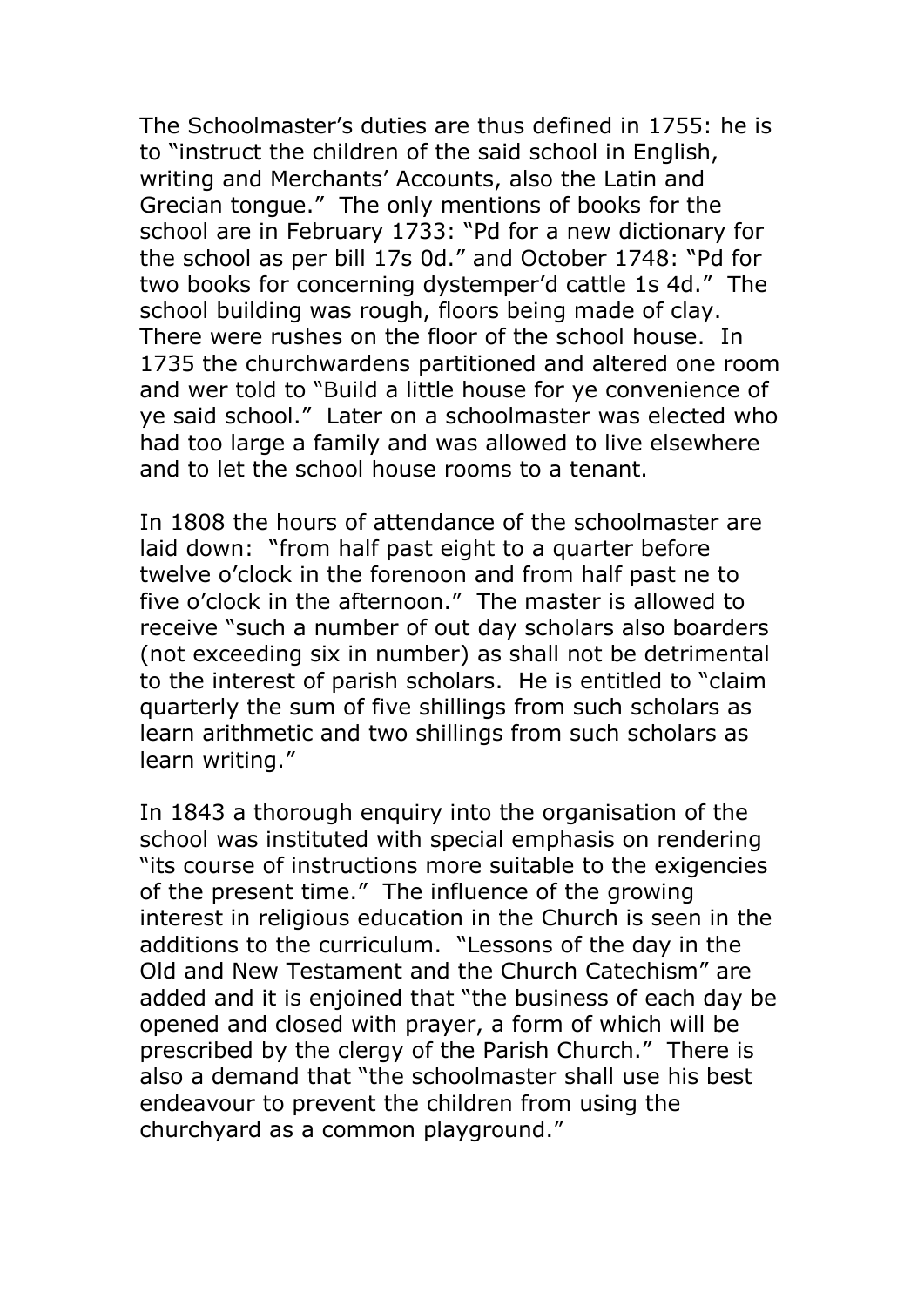The Schoolmaster's duties are thus defined in 1755: he is to "instruct the children of the said school in English, writing and Merchants' Accounts, also the Latin and Grecian tongue." The only mentions of books for the school are in February 1733: "Pd for a new dictionary for the school as per bill 17s 0d." and October 1748: "Pd for two books for concerning dystemper'd cattle 1s 4d." The school building was rough, floors being made of clay. There were rushes on the floor of the school house. In 1735 the churchwardens partitioned and altered one room and wer told to "Build a little house for ye convenience of ye said school." Later on a schoolmaster was elected who had too large a family and was allowed to live elsewhere and to let the school house rooms to a tenant.

In 1808 the hours of attendance of the schoolmaster are laid down: "from half past eight to a quarter before twelve o'clock in the forenoon and from half past ne to five o'clock in the afternoon." The master is allowed to receive "such a number of out day scholars also boarders (not exceeding six in number) as shall not be detrimental to the interest of parish scholars. He is entitled to "claim quarterly the sum of five shillings from such scholars as learn arithmetic and two shillings from such scholars as learn writing."

In 1843 a thorough enquiry into the organisation of the school was instituted with special emphasis on rendering "its course of instructions more suitable to the exigencies of the present time." The influence of the growing interest in religious education in the Church is seen in the additions to the curriculum. "Lessons of the day in the Old and New Testament and the Church Catechism" are added and it is enjoined that "the business of each day be opened and closed with prayer, a form of which will be prescribed by the clergy of the Parish Church." There is also a demand that "the schoolmaster shall use his best endeavour to prevent the children from using the churchyard as a common playground."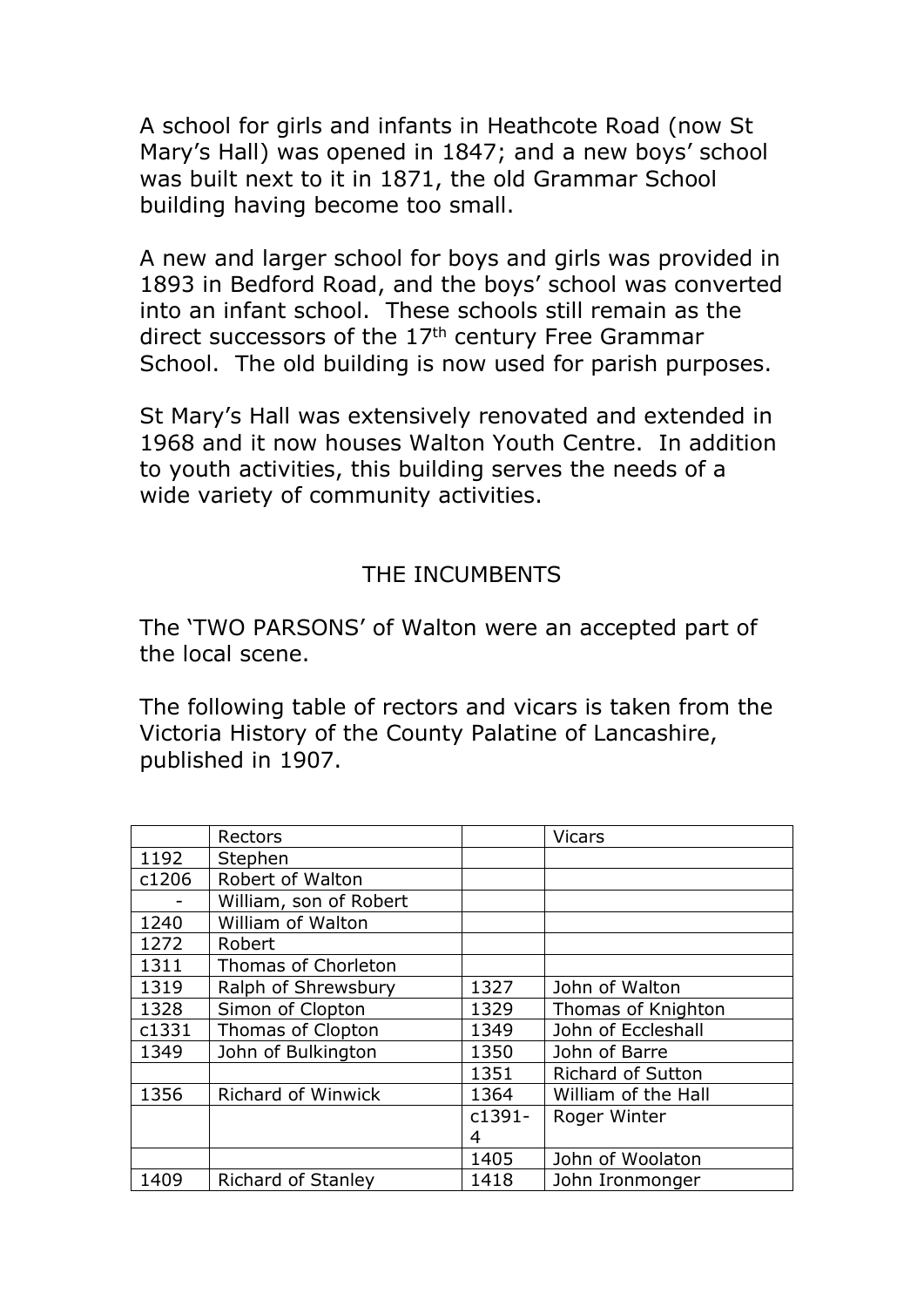A school for girls and infants in Heathcote Road (now St Mary's Hall) was opened in 1847; and a new boys' school was built next to it in 1871, the old Grammar School building having become too small.

A new and larger school for boys and girls was provided in 1893 in Bedford Road, and the boys' school was converted into an infant school. These schools still remain as the direct successors of the 17th century Free Grammar School. The old building is now used for parish purposes.

St Mary's Hall was extensively renovated and extended in 1968 and it now houses Walton Youth Centre. In addition to youth activities, this building serves the needs of a wide variety of community activities.

## THE INCUMBENTS

The 'TWO PARSONS' of Walton were an accepted part of the local scene.

The following table of rectors and vicars is taken from the Victoria History of the County Palatine of Lancashire, published in 1907.

| | Rectors | | Vicars |
|---|---|---|---|
| 1192 | Stephen | | |
| c1206 | Robert of Walton | | |
| - | William, son of Robert | | |
| 1240 | William of Walton | | |
| 1272 | Robert | | |
| 1311 | Thomas of Chorleton | | |
| 1319 | Ralph of Shrewsbury | 1327 | John of Walton |
| 1328 | Simon of Clopton | 1329 | Thomas of Knighton |
| c1331 | Thomas of Clopton | 1349 | John of Eccleshall |
| 1349 | John of Bulkington | 1350 | John of Barre |
| | | 1351 | Richard of Sutton |
| 1356 | Richard of Winwick | 1364 | William of the Hall |
| | | c1391-4 | Roger Winter |
| | | 1405 | John of Woolaton |
| 1409 | Richard of Stanley | 1418 | John Ironmonger |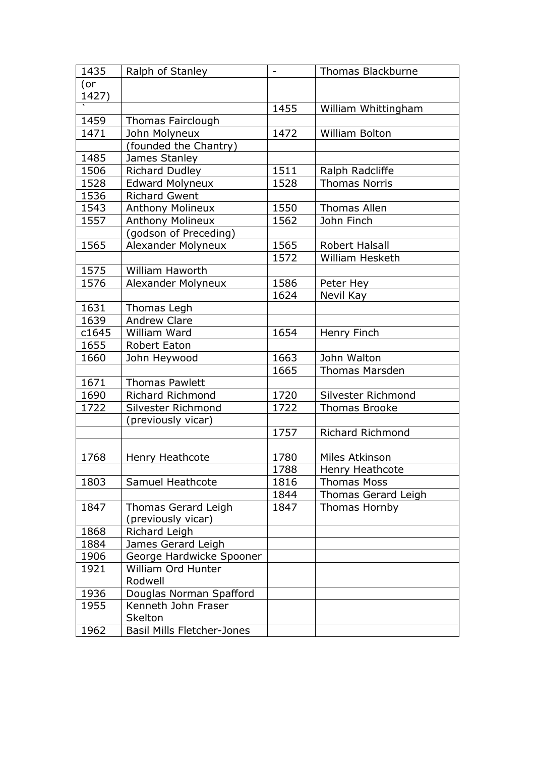| | | | |
|---|---|---|---|
| 1435 | Ralph of Stanley | - | Thomas Blackburne |
| (or 1427) | | | |
| ` | | 1455 | William Whittingham |
| 1459 | Thomas Fairclough | | |
| 1471 | John Molyneux | 1472 | William Bolton |
| | (founded the Chantry) | | |
| 1485 | James Stanley | | |
| 1506 | Richard Dudley | 1511 | Ralph Radcliffe |
| 1528 | Edward Molyneux | 1528 | Thomas Norris |
| 1536 | Richard Gwent | | |
| 1543 | Anthony Molineux | 1550 | Thomas Allen |
| 1557 | Anthony Molineux | 1562 | John Finch |
| | (godson of Preceding) | | |
| 1565 | Alexander Molyneux | 1565 | Robert Halsall |
| | | 1572 | William Hesketh |
| 1575 | William Haworth | | |
| 1576 | Alexander Molyneux | 1586 | Peter Hey |
| | | 1624 | Nevil Kay |
| 1631 | Thomas Legh | | |
| 1639 | Andrew Clare | | |
| c1645 | William Ward | 1654 | Henry Finch |
| 1655 | Robert Eaton | | |
| 1660 | John Heywood | 1663 | John Walton |
| | | 1665 | Thomas Marsden |
| 1671 | Thomas Pawlett | | |
| 1690 | Richard Richmond | 1720 | Silvester Richmond |
| 1722 | Silvester Richmond | 1722 | Thomas Brooke |
| | (previously vicar) | | |
| | | 1757 | Richard Richmond |
| 1768 | Henry Heathcote | 1780 | Miles Atkinson |
| | | 1788 | Henry Heathcote |
| 1803 | Samuel Heathcote | 1816 | Thomas Moss |
| | | 1844 | Thomas Gerard Leigh |
| 1847 | Thomas Gerard Leigh (previously vicar) | 1847 | Thomas Hornby |
| 1868 | Richard Leigh | | |
| 1884 | James Gerard Leigh | | |
| 1906 | George Hardwicke Spooner | | |
| 1921 | William Ord Hunter Rodwell | | |
| 1936 | Douglas Norman Spafford | | |
| 1955 | Kenneth John Fraser Skelton | | |
| 1962 | Basil Mills Fletcher-Jones | | |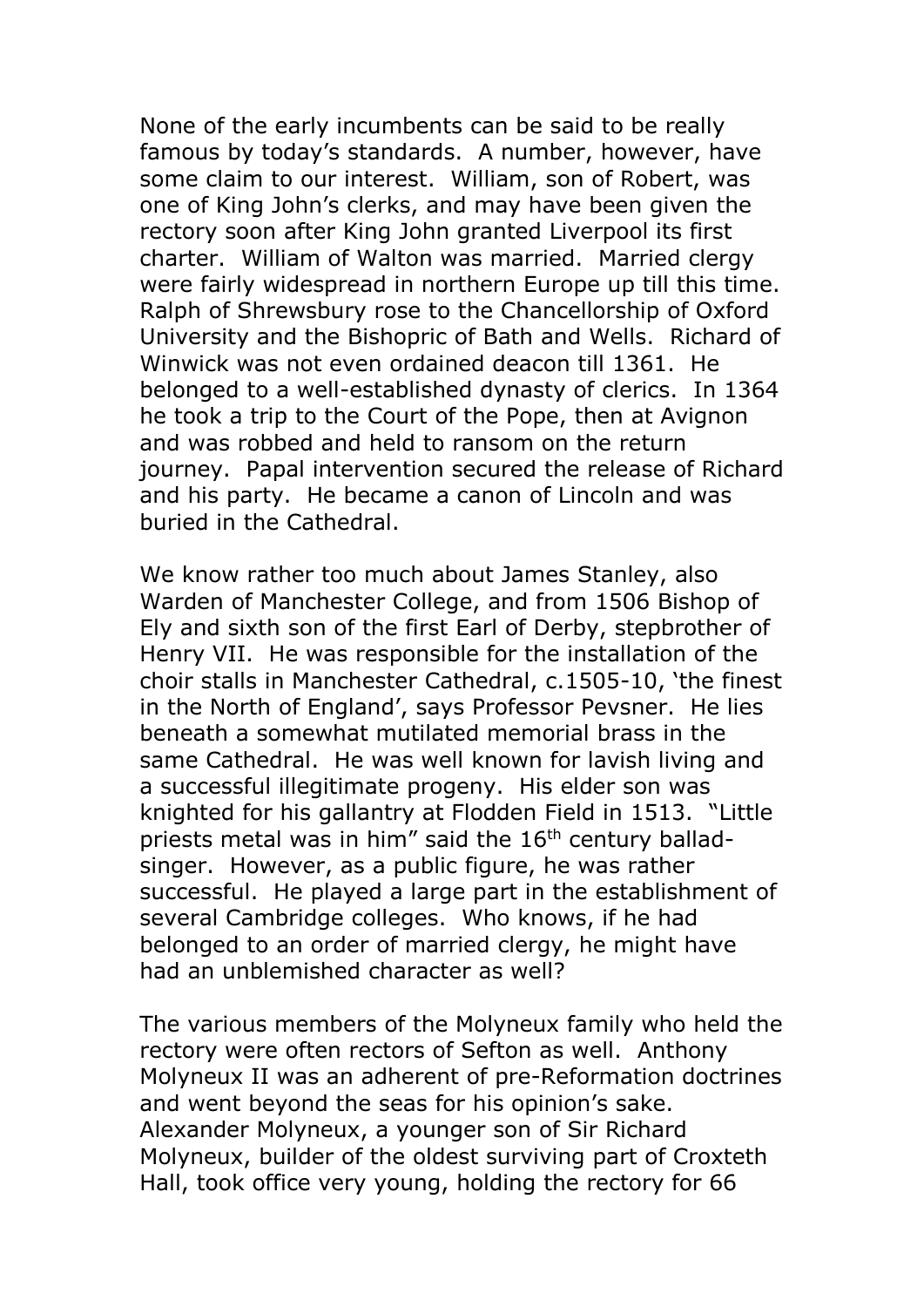None of the early incumbents can be said to be really famous by today's standards. A number, however, have some claim to our interest. William, son of Robert, was one of King John's clerks, and may have been given the rectory soon after King John granted Liverpool its first charter. William of Walton was married. Married clergy were fairly widespread in northern Europe up till this time. Ralph of Shrewsbury rose to the Chancellorship of Oxford University and the Bishopric of Bath and Wells. Richard of Winwick was not even ordained deacon till 1361. He belonged to a well-established dynasty of clerics. In 1364 he took a trip to the Court of the Pope, then at Avignon and was robbed and held to ransom on the return journey. Papal intervention secured the release of Richard and his party. He became a canon of Lincoln and was buried in the Cathedral.

We know rather too much about James Stanley, also Warden of Manchester College, and from 1506 Bishop of Ely and sixth son of the first Earl of Derby, stepbrother of Henry VII. He was responsible for the installation of the choir stalls in Manchester Cathedral, c.1505-10, 'the finest in the North of England', says Professor Pevsner. He lies beneath a somewhat mutilated memorial brass in the same Cathedral. He was well known for lavish living and a successful illegitimate progeny. His elder son was knighted for his gallantry at Flodden Field in 1513. "Little priests metal was in him" said the 16th century ballad-singer. However, as a public figure, he was rather successful. He played a large part in the establishment of several Cambridge colleges. Who knows, if he had belonged to an order of married clergy, he might have had an unblemished character as well?

The various members of the Molyneux family who held the rectory were often rectors of Sefton as well. Anthony Molyneux II was an adherent of pre-Reformation doctrines and went beyond the seas for his opinion's sake. Alexander Molyneux, a younger son of Sir Richard Molyneux, builder of the oldest surviving part of Croxteth Hall, took office very young, holding the rectory for 66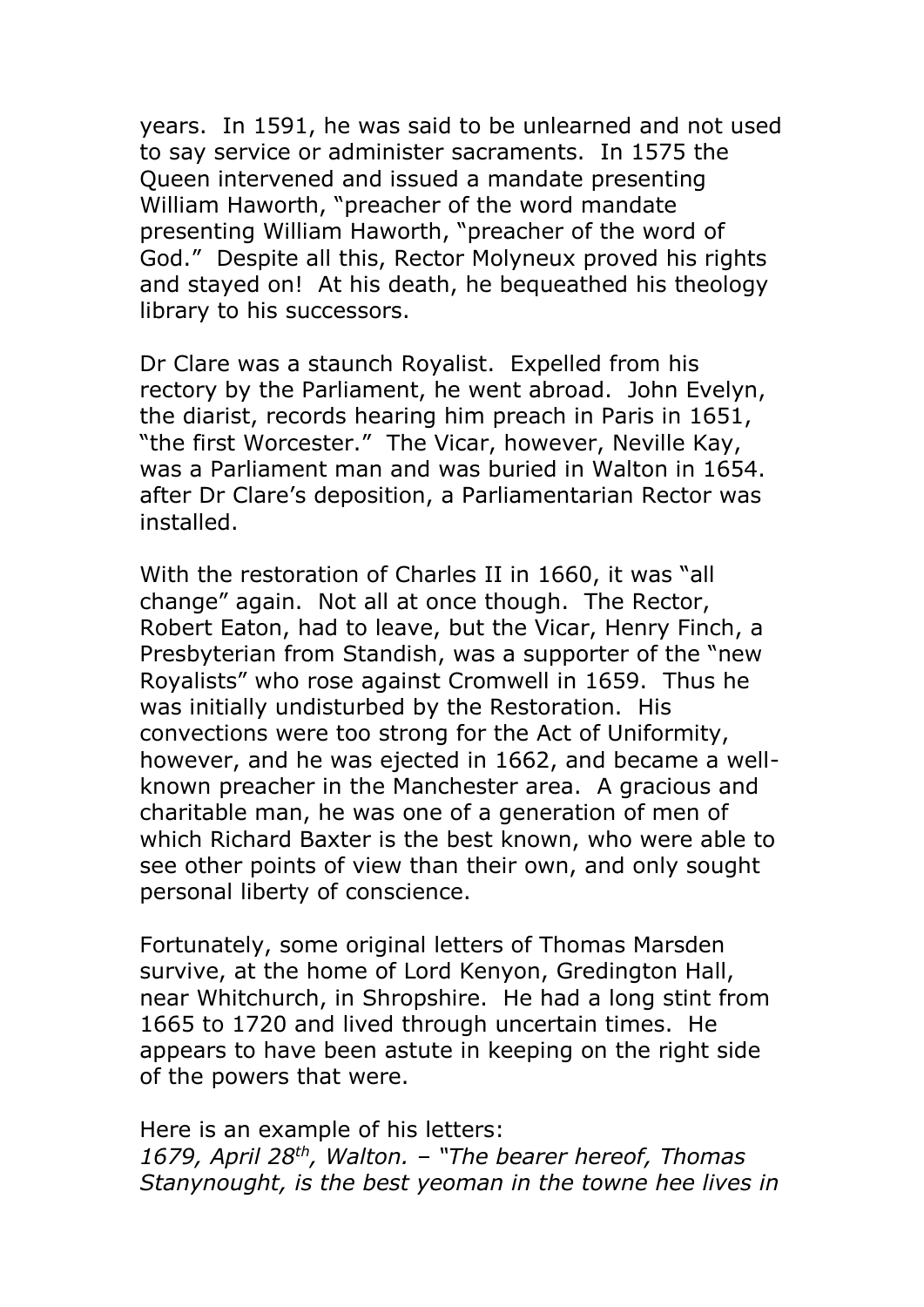years. In 1591, he was said to be unlearned and not used to say service or administer sacraments. In 1575 the Queen intervened and issued a mandate presenting William Haworth, "preacher of the word mandate presenting William Haworth, "preacher of the word of God." Despite all this, Rector Molyneux proved his rights and stayed on! At his death, he bequeathed his theology library to his successors.

Dr Clare was a staunch Royalist. Expelled from his rectory by the Parliament, he went abroad. John Evelyn, the diarist, records hearing him preach in Paris in 1651, "the first Worcester." The Vicar, however, Neville Kay, was a Parliament man and was buried in Walton in 1654. after Dr Clare's deposition, a Parliamentarian Rector was installed.

With the restoration of Charles II in 1660, it was "all change" again. Not all at once though. The Rector, Robert Eaton, had to leave, but the Vicar, Henry Finch, a Presbyterian from Standish, was a supporter of the "new Royalists" who rose against Cromwell in 1659. Thus he was initially undisturbed by the Restoration. His convections were too strong for the Act of Uniformity, however, and he was ejected in 1662, and became a well-known preacher in the Manchester area. A gracious and charitable man, he was one of a generation of men of which Richard Baxter is the best known, who were able to see other points of view than their own, and only sought personal liberty of conscience.

Fortunately, some original letters of Thomas Marsden survive, at the home of Lord Kenyon, Gredington Hall, near Whitchurch, in Shropshire. He had a long stint from 1665 to 1720 and lived through uncertain times. He appears to have been astute in keeping on the right side of the powers that were.

Here is an example of his letters:
*1679, April 28th, Walton. – "The bearer hereof, Thomas Stanynought, is the best yeoman in the towne hee lives in*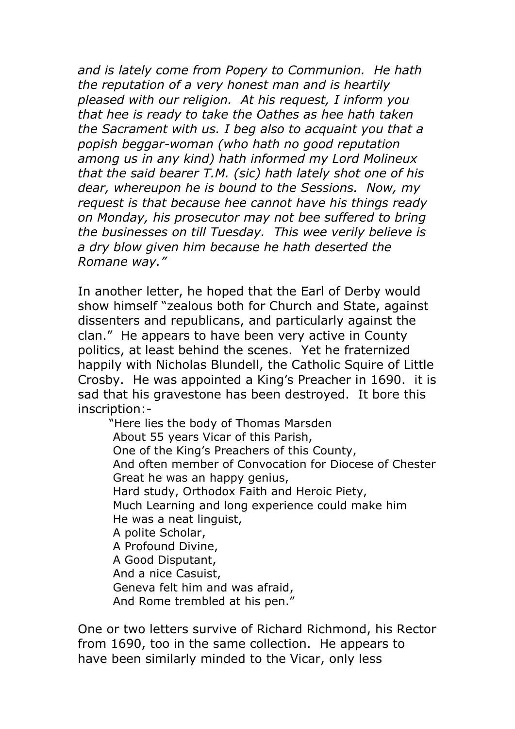*and is lately come from Popery to Communion. He hath the reputation of a very honest man and is heartily pleased with our religion. At his request, I inform you that hee is ready to take the Oathes as hee hath taken the Sacrament with us. I beg also to acquaint you that a popish beggar-woman (who hath no good reputation among us in any kind) hath informed my Lord Molineux that the said bearer T.M. (sic) hath lately shot one of his dear, whereupon he is bound to the Sessions. Now, my request is that because hee cannot have his things ready on Monday, his prosecutor may not bee suffered to bring the businesses on till Tuesday. This wee verily believe is a dry blow given him because he hath deserted the Romane way."*

In another letter, he hoped that the Earl of Derby would show himself "zealous both for Church and State, against dissenters and republicans, and particularly against the clan." He appears to have been very active in County politics, at least behind the scenes. Yet he fraternized happily with Nicholas Blundell, the Catholic Squire of Little Crosby. He was appointed a King's Preacher in 1690. it is sad that his gravestone has been destroyed. It bore this inscription:-

"Here lies the body of Thomas Marsden
About 55 years Vicar of this Parish,
One of the King's Preachers of this County,
And often member of Convocation for Diocese of Chester
Great he was an happy genius,
Hard study, Orthodox Faith and Heroic Piety,
Much Learning and long experience could make him
He was a neat linguist,
A polite Scholar,
A Profound Divine,
A Good Disputant,
And a nice Casuist,
Geneva felt him and was afraid,
And Rome trembled at his pen."

One or two letters survive of Richard Richmond, his Rector from 1690, too in the same collection. He appears to have been similarly minded to the Vicar, only less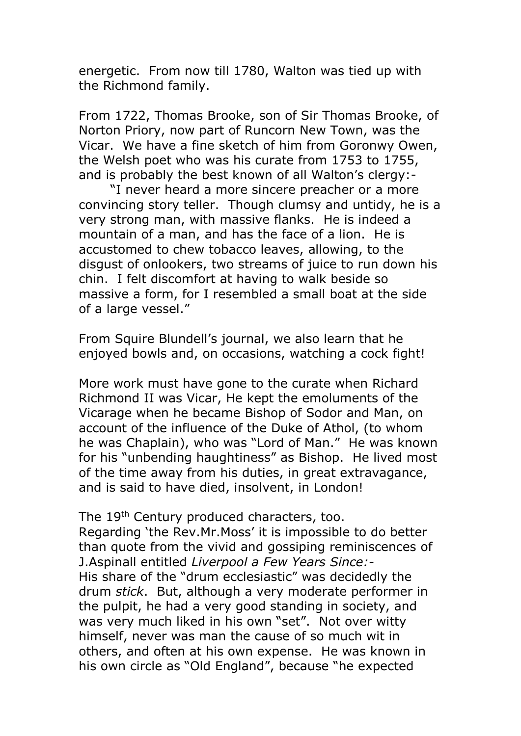energetic. From now till 1780, Walton was tied up with the Richmond family.

From 1722, Thomas Brooke, son of Sir Thomas Brooke, of Norton Priory, now part of Runcorn New Town, was the Vicar. We have a fine sketch of him from Goronwy Owen, the Welsh poet who was his curate from 1753 to 1755, and is probably the best known of all Walton's clergy:-

"I never heard a more sincere preacher or a more convincing story teller. Though clumsy and untidy, he is a very strong man, with massive flanks. He is indeed a mountain of a man, and has the face of a lion. He is accustomed to chew tobacco leaves, allowing, to the disgust of onlookers, two streams of juice to run down his chin. I felt discomfort at having to walk beside so massive a form, for I resembled a small boat at the side of a large vessel."

From Squire Blundell's journal, we also learn that he enjoyed bowls and, on occasions, watching a cock fight!

More work must have gone to the curate when Richard Richmond II was Vicar, He kept the emoluments of the Vicarage when he became Bishop of Sodor and Man, on account of the influence of the Duke of Athol, (to whom he was Chaplain), who was "Lord of Man." He was known for his "unbending haughtiness" as Bishop. He lived most of the time away from his duties, in great extravagance, and is said to have died, insolvent, in London!

The 19th Century produced characters, too.
Regarding 'the Rev.Mr.Moss' it is impossible to do better than quote from the vivid and gossiping reminiscences of J.Aspinall entitled *Liverpool a Few Years Since:-*
His share of the "drum ecclesiastic" was decidedly the drum *stick*. But, although a very moderate performer in the pulpit, he had a very good standing in society, and was very much liked in his own "set". Not over witty himself, never was man the cause of so much wit in others, and often at his own expense. He was known in his own circle as "Old England", because "he expected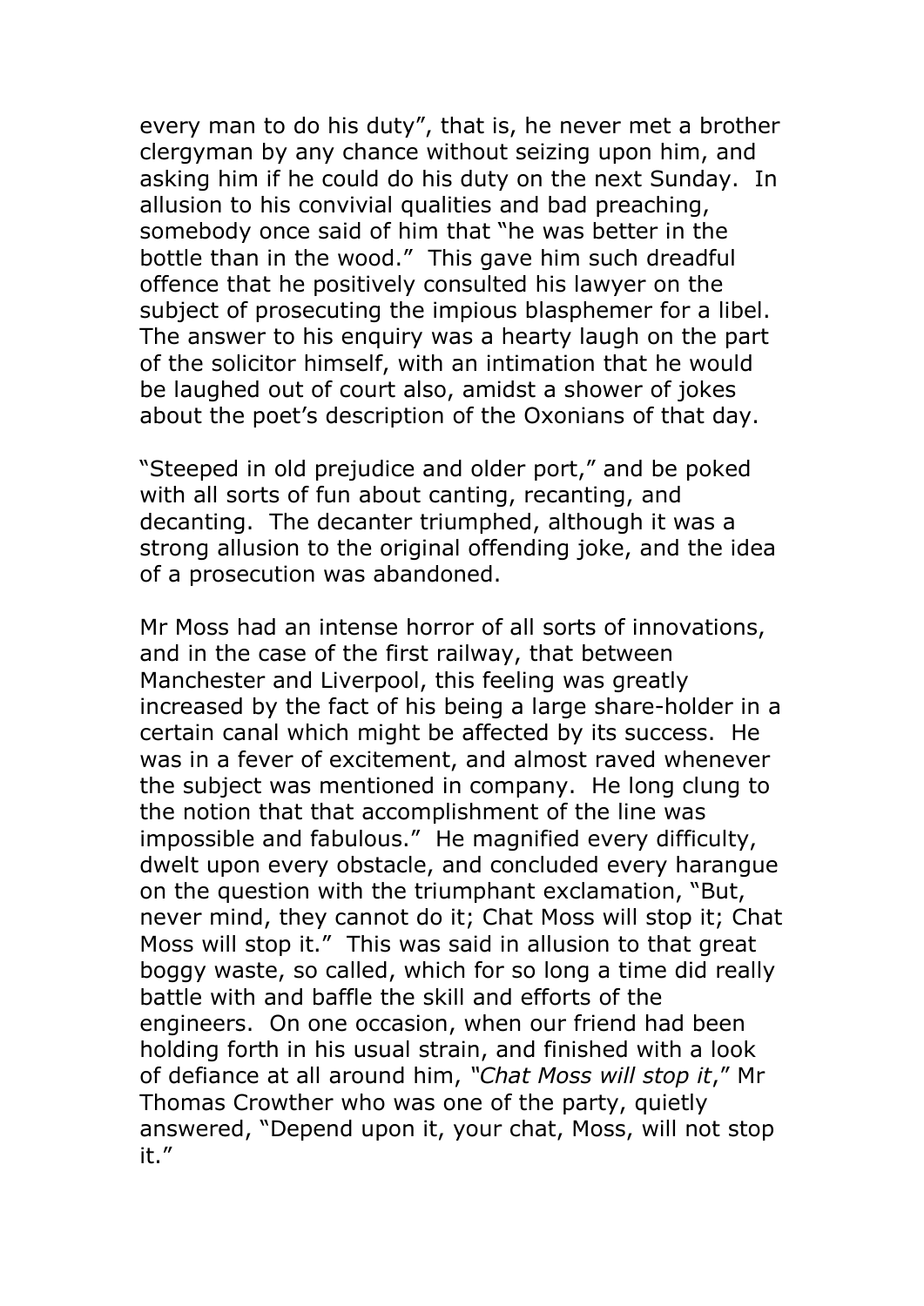every man to do his duty", that is, he never met a brother clergyman by any chance without seizing upon him, and asking him if he could do his duty on the next Sunday. In allusion to his convivial qualities and bad preaching, somebody once said of him that "he was better in the bottle than in the wood." This gave him such dreadful offence that he positively consulted his lawyer on the subject of prosecuting the impious blasphemer for a libel. The answer to his enquiry was a hearty laugh on the part of the solicitor himself, with an intimation that he would be laughed out of court also, amidst a shower of jokes about the poet's description of the Oxonians of that day.

"Steeped in old prejudice and older port," and be poked with all sorts of fun about canting, recanting, and decanting. The decanter triumphed, although it was a strong allusion to the original offending joke, and the idea of a prosecution was abandoned.

Mr Moss had an intense horror of all sorts of innovations, and in the case of the first railway, that between Manchester and Liverpool, this feeling was greatly increased by the fact of his being a large share-holder in a certain canal which might be affected by its success. He was in a fever of excitement, and almost raved whenever the subject was mentioned in company. He long clung to the notion that that accomplishment of the line was impossible and fabulous." He magnified every difficulty, dwelt upon every obstacle, and concluded every harangue on the question with the triumphant exclamation, "But, never mind, they cannot do it; Chat Moss will stop it; Chat Moss will stop it." This was said in allusion to that great boggy waste, so called, which for so long a time did really battle with and baffle the skill and efforts of the engineers. On one occasion, when our friend had been holding forth in his usual strain, and finished with a look of defiance at all around him, *"Chat Moss will stop it*," Mr Thomas Crowther who was one of the party, quietly answered, "Depend upon it, your chat, Moss, will not stop it."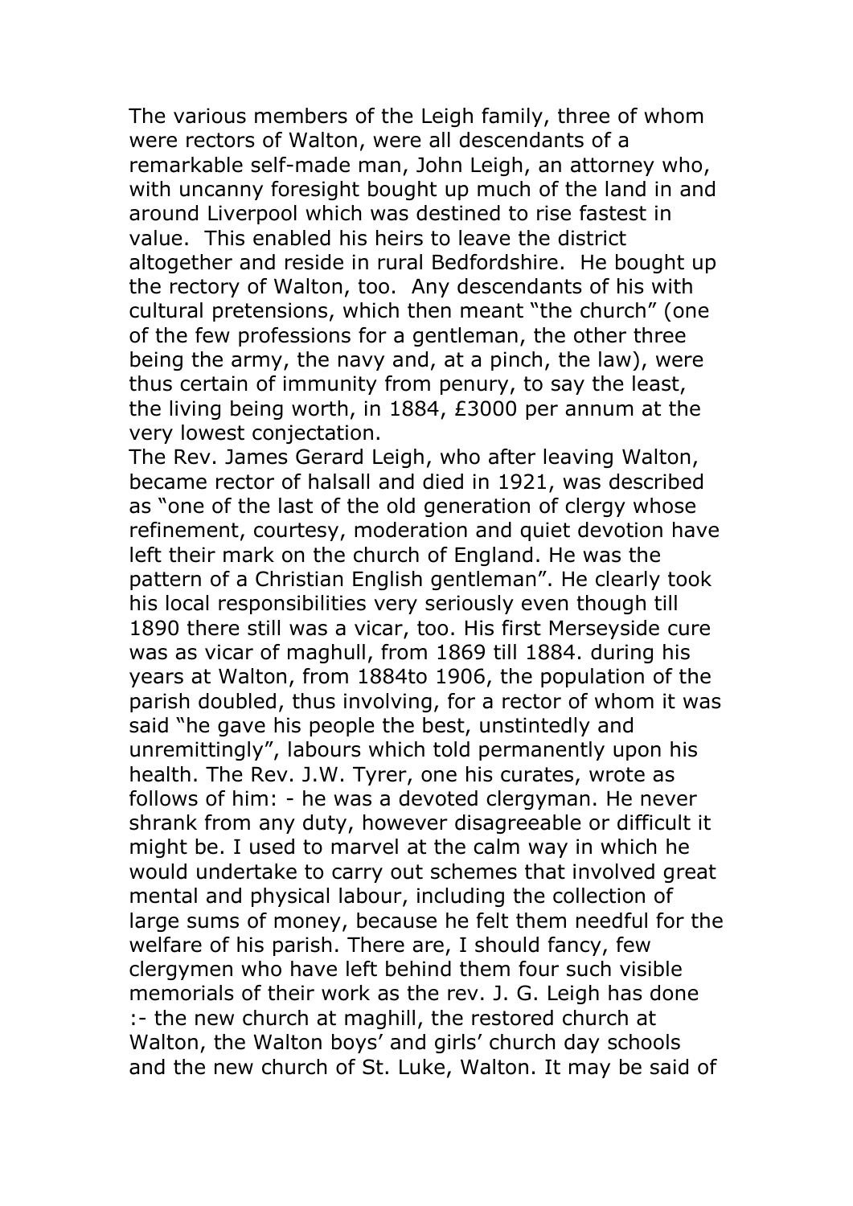The various members of the Leigh family, three of whom were rectors of Walton, were all descendants of a remarkable self-made man, John Leigh, an attorney who, with uncanny foresight bought up much of the land in and around Liverpool which was destined to rise fastest in value. This enabled his heirs to leave the district altogether and reside in rural Bedfordshire. He bought up the rectory of Walton, too. Any descendants of his with cultural pretensions, which then meant "the church" (one of the few professions for a gentleman, the other three being the army, the navy and, at a pinch, the law), were thus certain of immunity from penury, to say the least, the living being worth, in 1884, £3000 per annum at the very lowest conjectation.

The Rev. James Gerard Leigh, who after leaving Walton, became rector of halsall and died in 1921, was described as "one of the last of the old generation of clergy whose refinement, courtesy, moderation and quiet devotion have left their mark on the church of England. He was the pattern of a Christian English gentleman". He clearly took his local responsibilities very seriously even though till 1890 there still was a vicar, too. His first Merseyside cure was as vicar of maghull, from 1869 till 1884. during his years at Walton, from 1884to 1906, the population of the parish doubled, thus involving, for a rector of whom it was said "he gave his people the best, unstintedly and unremittingly", labours which told permanently upon his health. The Rev. J.W. Tyrer, one his curates, wrote as follows of him: - he was a devoted clergyman. He never shrank from any duty, however disagreeable or difficult it might be. I used to marvel at the calm way in which he would undertake to carry out schemes that involved great mental and physical labour, including the collection of large sums of money, because he felt them needful for the welfare of his parish. There are, I should fancy, few clergymen who have left behind them four such visible memorials of their work as the rev. J. G. Leigh has done :- the new church at maghill, the restored church at Walton, the Walton boys' and girls' church day schools and the new church of St. Luke, Walton. It may be said of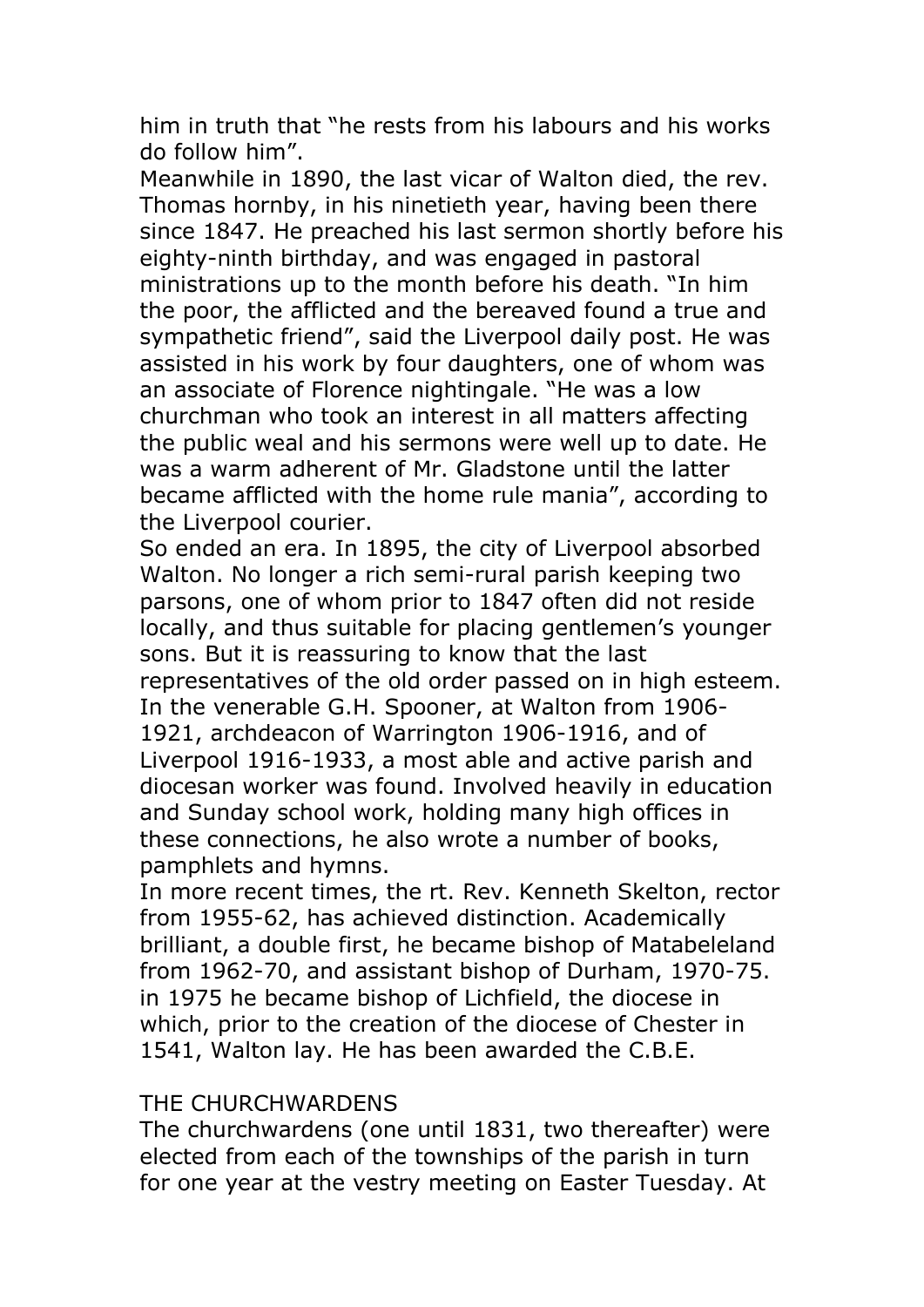him in truth that "he rests from his labours and his works do follow him".

Meanwhile in 1890, the last vicar of Walton died, the rev. Thomas hornby, in his ninetieth year, having been there since 1847. He preached his last sermon shortly before his eighty-ninth birthday, and was engaged in pastoral ministrations up to the month before his death. "In him the poor, the afflicted and the bereaved found a true and sympathetic friend", said the Liverpool daily post. He was assisted in his work by four daughters, one of whom was an associate of Florence nightingale. "He was a low churchman who took an interest in all matters affecting the public weal and his sermons were well up to date. He was a warm adherent of Mr. Gladstone until the latter became afflicted with the home rule mania", according to the Liverpool courier.

So ended an era. In 1895, the city of Liverpool absorbed Walton. No longer a rich semi-rural parish keeping two parsons, one of whom prior to 1847 often did not reside locally, and thus suitable for placing gentlemen's younger sons. But it is reassuring to know that the last representatives of the old order passed on in high esteem. In the venerable G.H. Spooner, at Walton from 1906-1921, archdeacon of Warrington 1906-1916, and of Liverpool 1916-1933, a most able and active parish and diocesan worker was found. Involved heavily in education and Sunday school work, holding many high offices in these connections, he also wrote a number of books, pamphlets and hymns.

In more recent times, the rt. Rev. Kenneth Skelton, rector from 1955-62, has achieved distinction. Academically brilliant, a double first, he became bishop of Matabeleland from 1962-70, and assistant bishop of Durham, 1970-75. in 1975 he became bishop of Lichfield, the diocese in which, prior to the creation of the diocese of Chester in 1541, Walton lay. He has been awarded the C.B.E.

## THE CHURCHWARDENS

The churchwardens (one until 1831, two thereafter) were elected from each of the townships of the parish in turn for one year at the vestry meeting on Easter Tuesday. At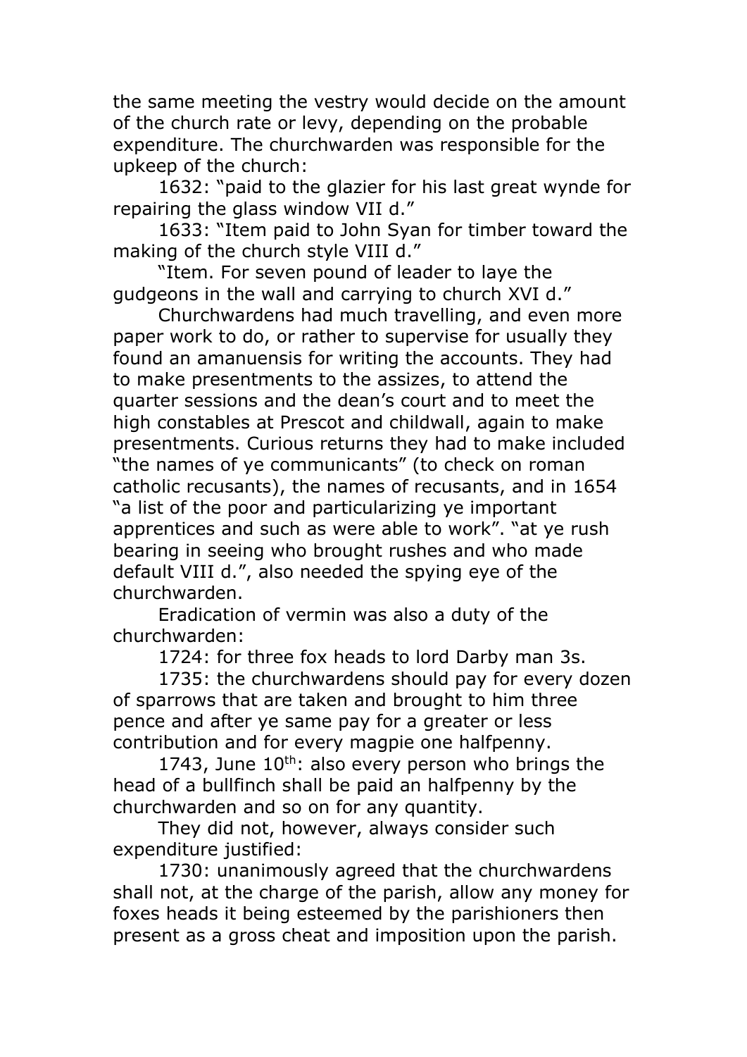the same meeting the vestry would decide on the amount of the church rate or levy, depending on the probable expenditure. The churchwarden was responsible for the upkeep of the church:

1632: "paid to the glazier for his last great wynde for repairing the glass window VII d."

1633: "Item paid to John Syan for timber toward the making of the church style VIII d."

"Item. For seven pound of leader to laye the gudgeons in the wall and carrying to church XVI d."

Churchwardens had much travelling, and even more paper work to do, or rather to supervise for usually they found an amanuensis for writing the accounts. They had to make presentments to the assizes, to attend the quarter sessions and the dean's court and to meet the high constables at Prescot and childwall, again to make presentments. Curious returns they had to make included "the names of ye communicants" (to check on roman catholic recusants), the names of recusants, and in 1654 "a list of the poor and particularizing ye important apprentices and such as were able to work". "at ye rush bearing in seeing who brought rushes and who made default VIII d.", also needed the spying eye of the churchwarden.

Eradication of vermin was also a duty of the churchwarden:

1724: for three fox heads to lord Darby man 3s.

1735: the churchwardens should pay for every dozen of sparrows that are taken and brought to him three pence and after ye same pay for a greater or less contribution and for every magpie one halfpenny.

1743, June 10th: also every person who brings the head of a bullfinch shall be paid an halfpenny by the churchwarden and so on for any quantity.

They did not, however, always consider such expenditure justified:

1730: unanimously agreed that the churchwardens shall not, at the charge of the parish, allow any money for foxes heads it being esteemed by the parishioners then present as a gross cheat and imposition upon the parish.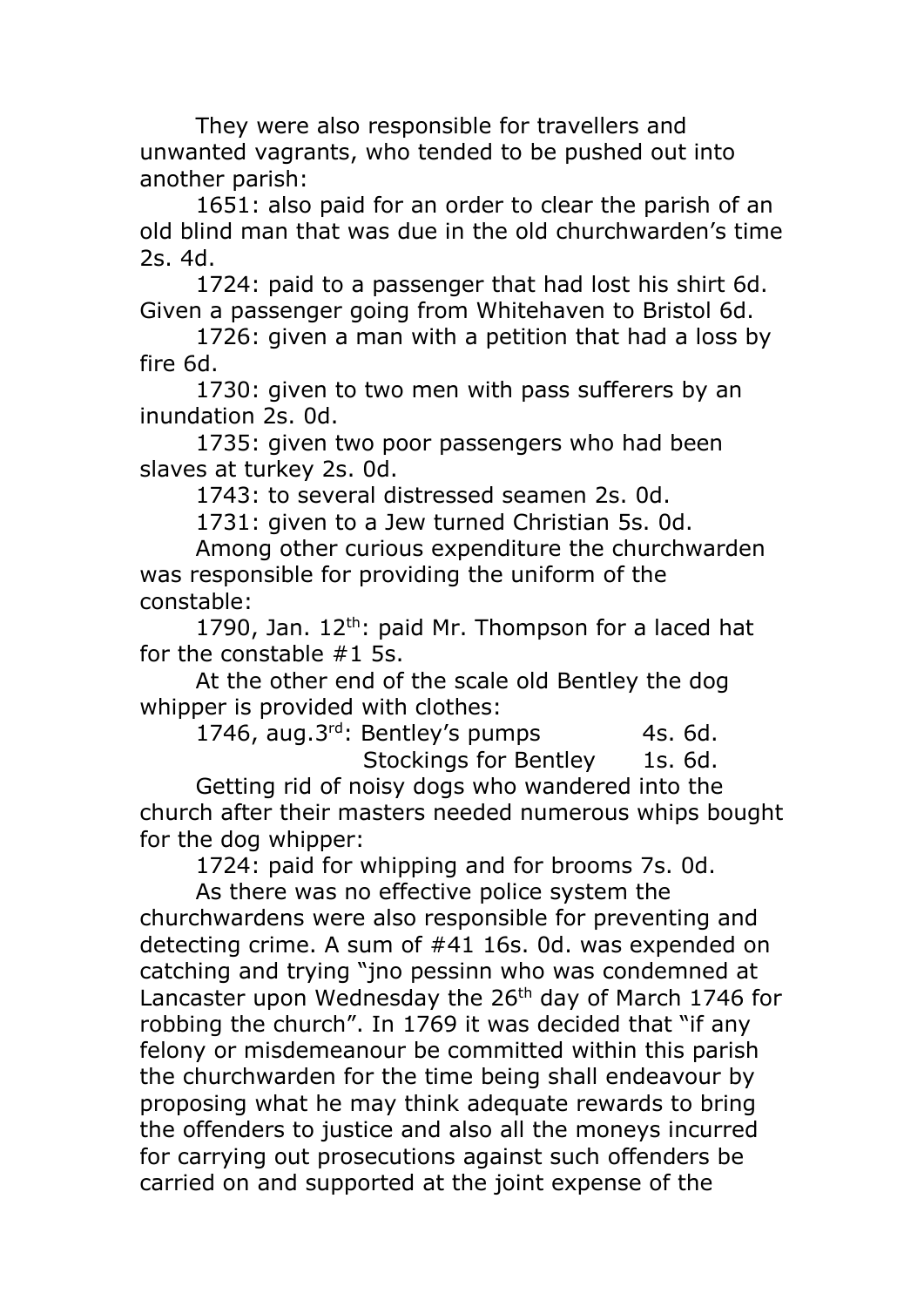They were also responsible for travellers and unwanted vagrants, who tended to be pushed out into another parish:

1651: also paid for an order to clear the parish of an old blind man that was due in the old churchwarden's time 2s. 4d.

1724: paid to a passenger that had lost his shirt 6d. Given a passenger going from Whitehaven to Bristol 6d.

1726: given a man with a petition that had a loss by fire 6d.

1730: given to two men with pass sufferers by an inundation 2s. 0d.

1735: given two poor passengers who had been slaves at turkey 2s. 0d.

1743: to several distressed seamen 2s. 0d.

1731: given to a Jew turned Christian 5s. 0d.

Among other curious expenditure the churchwarden was responsible for providing the uniform of the constable:

1790, Jan. 12th: paid Mr. Thompson for a laced hat for the constable #1 5s.

At the other end of the scale old Bentley the dog whipper is provided with clothes:

1746, aug.3rd: Bentley's pumps 4s. 6d.
Stockings for Bentley 1s. 6d.

Getting rid of noisy dogs who wandered into the church after their masters needed numerous whips bought for the dog whipper:

1724: paid for whipping and for brooms 7s. 0d.

As there was no effective police system the churchwardens were also responsible for preventing and detecting crime. A sum of #41 16s. 0d. was expended on catching and trying "jno pessinn who was condemned at Lancaster upon Wednesday the 26th day of March 1746 for robbing the church". In 1769 it was decided that "if any felony or misdemeanour be committed within this parish the churchwarden for the time being shall endeavour by proposing what he may think adequate rewards to bring the offenders to justice and also all the moneys incurred for carrying out prosecutions against such offenders be carried on and supported at the joint expense of the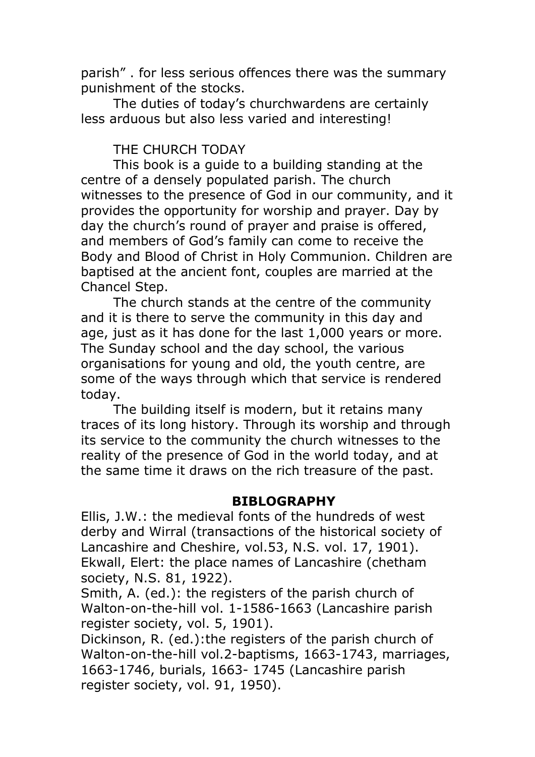parish" . for less serious offences there was the summary punishment of the stocks.

The duties of today's churchwardens are certainly less arduous but also less varied and interesting!

## THE CHURCH TODAY

This book is a guide to a building standing at the centre of a densely populated parish. The church witnesses to the presence of God in our community, and it provides the opportunity for worship and prayer. Day by day the church's round of prayer and praise is offered, and members of God's family can come to receive the Body and Blood of Christ in Holy Communion. Children are baptised at the ancient font, couples are married at the Chancel Step.

The church stands at the centre of the community and it is there to serve the community in this day and age, just as it has done for the last 1,000 years or more. The Sunday school and the day school, the various organisations for young and old, the youth centre, are some of the ways through which that service is rendered today.

The building itself is modern, but it retains many traces of its long history. Through its worship and through its service to the community the church witnesses to the reality of the presence of God in the world today, and at the same time it draws on the rich treasure of the past.

## BIBLOGRAPHY

Ellis, J.W.: the medieval fonts of the hundreds of west derby and Wirral (transactions of the historical society of Lancashire and Cheshire, vol.53, N.S. vol. 17, 1901).
Ekwall, Elert: the place names of Lancashire (chetham society, N.S. 81, 1922).
Smith, A. (ed.): the registers of the parish church of Walton-on-the-hill vol. 1-1586-1663 (Lancashire parish register society, vol. 5, 1901).
Dickinson, R. (ed.):the registers of the parish church of Walton-on-the-hill vol.2-baptisms, 1663-1743, marriages, 1663-1746, burials, 1663- 1745 (Lancashire parish register society, vol. 91, 1950).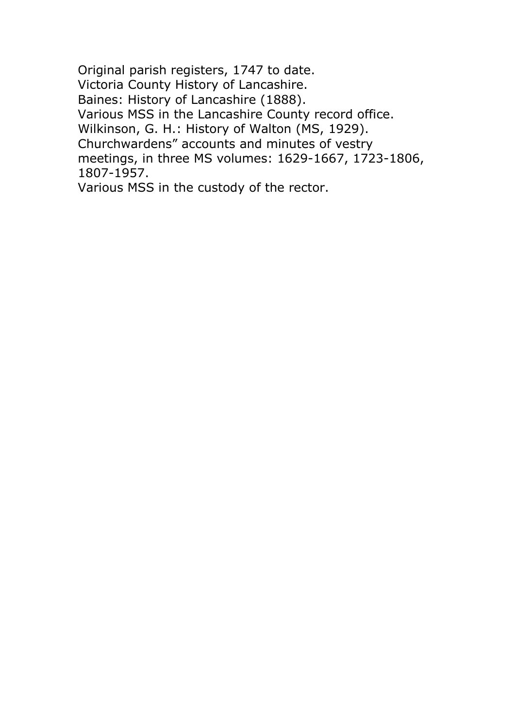Original parish registers, 1747 to date.
Victoria County History of Lancashire.
Baines: History of Lancashire (1888).
Various MSS in the Lancashire County record office.
Wilkinson, G. H.: History of Walton (MS, 1929).
Churchwardens" accounts and minutes of vestry meetings, in three MS volumes: 1629-1667, 1723-1806, 1807-1957.
Various MSS in the custody of the rector.